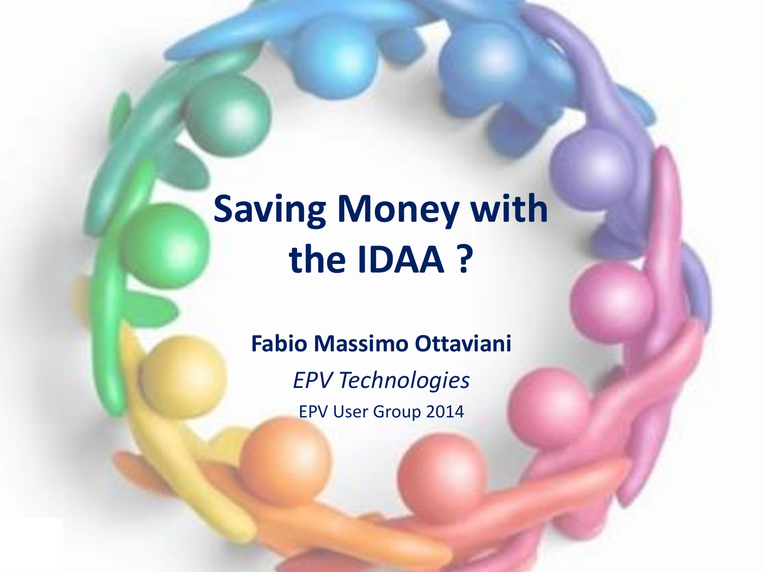# Saving Money with the IDAA ?

**Fabio Massimo Ottaviani**

*EPV Technologies*

EPV User Group 2014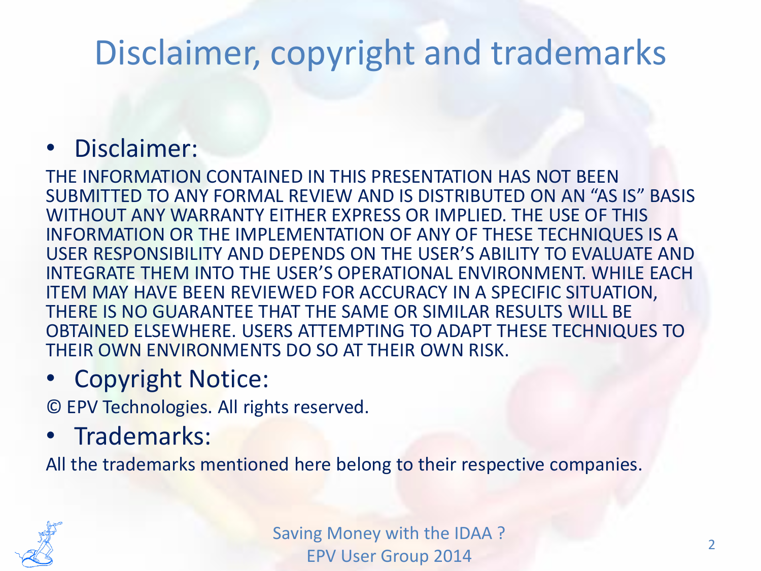# Disclaimer, copyright and trademarks

- Disclaimer:

THE INFORMATION CONTAINED IN THIS PRESENTATION HAS NOT BEEN SUBMITTED TO ANY FORMAL REVIEW AND IS DISTRIBUTED ON AN "AS IS" BASIS WITHOUT ANY WARRANTY EITHER EXPRESS OR IMPLIED. THE USE OF THIS INFORMATION OR THE IMPLEMENTATION OF ANY OF THESE TECHNIQUES IS A USER RESPONSIBILITY AND DEPENDS ON THE USER'S ABILITY TO EVALUATE AND INTEGRATE THEM INTO THE USER'S OPERATIONAL ENVIRONMENT. WHILE EACH ITEM MAY HAVE BEEN REVIEWED FOR ACCURACY IN A SPECIFIC SITUATION, THERE IS NO GUARANTEE THAT THE SAME OR SIMILAR RESULTS WILL BE OBTAINED ELSEWHERE. USERS ATTEMPTING TO ADAPT THESE TECHNIQUES TO THEIR OWN ENVIRONMENTS DO SO AT THEIR OWN RISK.

- Copyright Notice:

© EPV Technologies. All rights reserved.

- Trademarks:

All the trademarks mentioned here belong to their respective companies.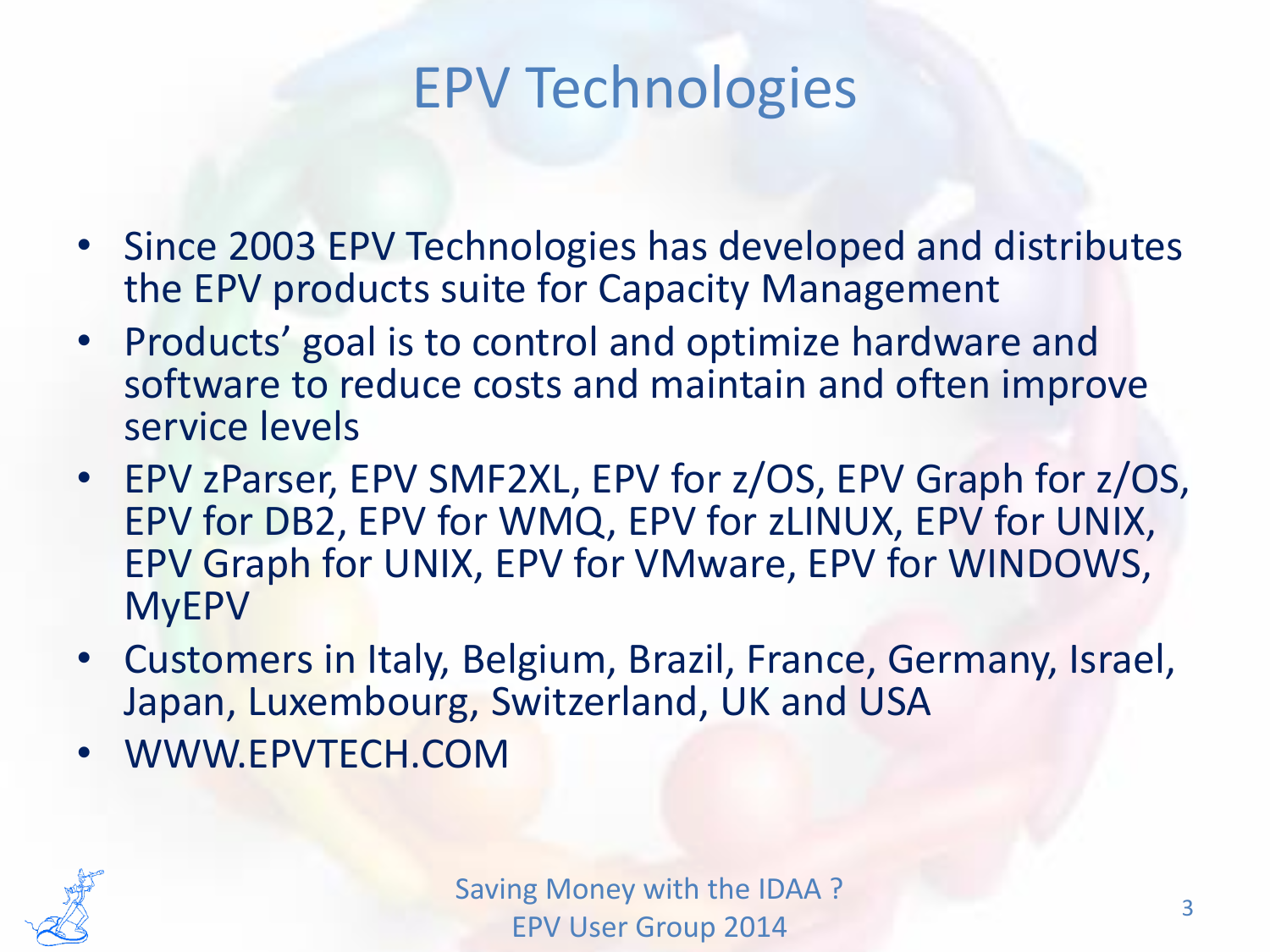# EPV Technologies

- Since 2003 EPV Technologies has developed and distributes the EPV products suite for Capacity Management
- Products' goal is to control and optimize hardware and software to reduce costs and maintain and often improve service levels
- EPV zParser, EPV SMF2XL, EPV for z/OS, EPV Graph for z/OS, EPV for DB2, EPV for WMQ, EPV for zLINUX, EPV for UNIX, EPV Graph for UNIX, EPV for VMware, EPV for WINDOWS, MyEPV
- Customers in Italy, Belgium, Brazil, France, Germany, Israel, Japan, Luxembourg, Switzerland, UK and USA
- WWW.EPVTECH.COM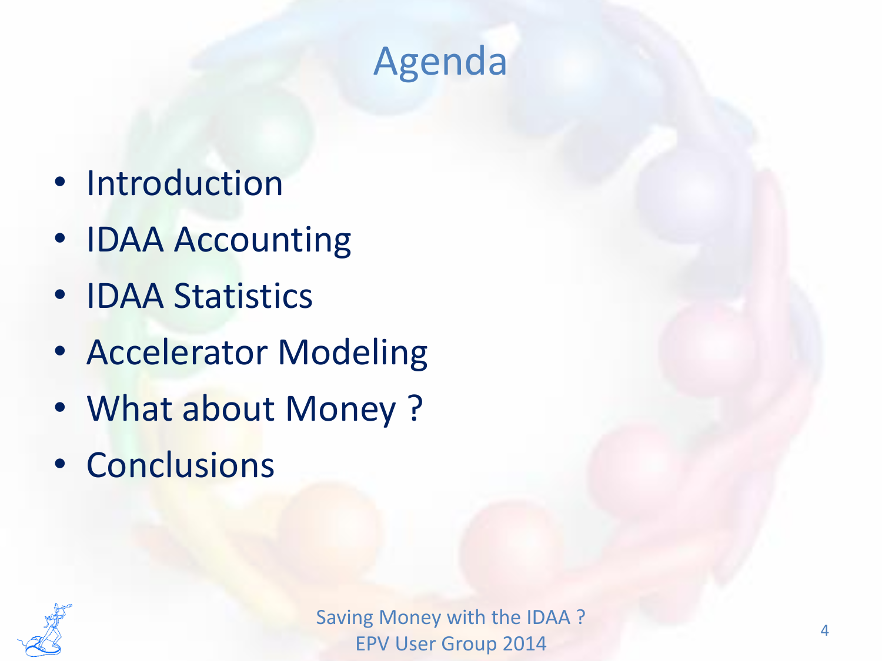# Agenda

- Introduction
- IDAA Accounting
- IDAA Statistics
- Accelerator Modeling
- What about Money ?
- Conclusions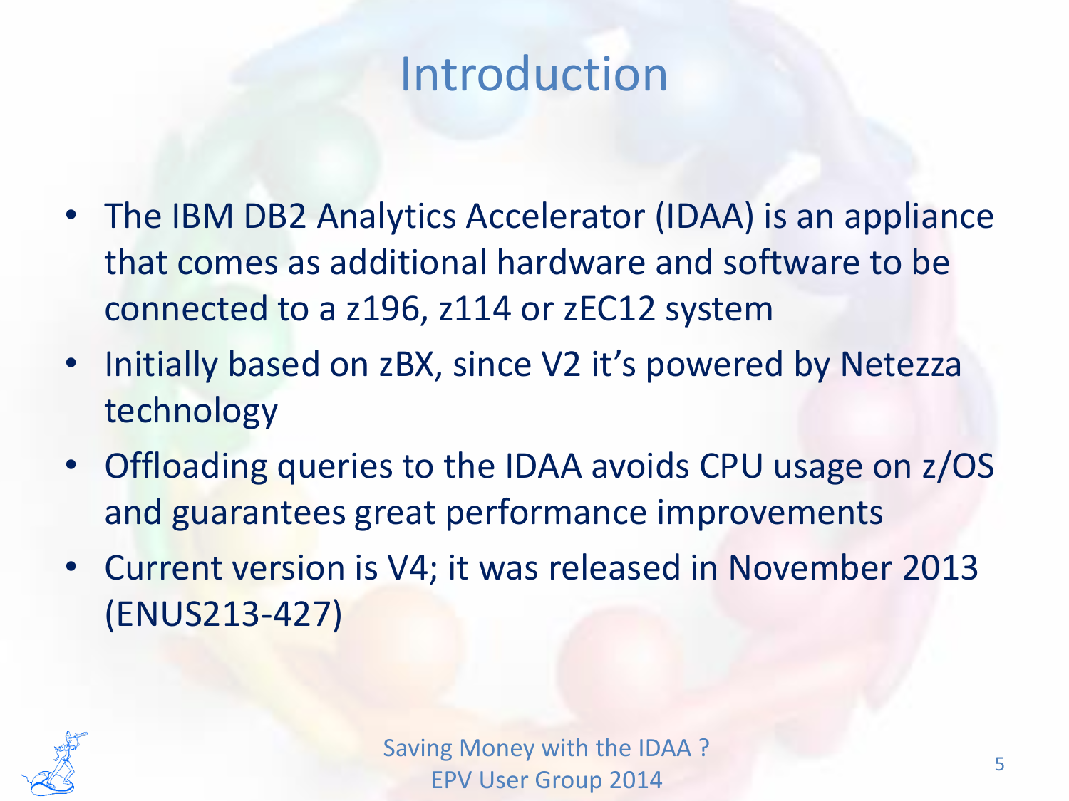# Introduction

- The IBM DB2 Analytics Accelerator (IDAA) is an appliance that comes as additional hardware and software to be connected to a z196, z114 or zEC12 system
- Initially based on zBX, since V2 it's powered by Netezza technology
- Offloading queries to the IDAA avoids CPU usage on z/OS and guarantees great performance improvements
- Current version is V4; it was released in November 2013 (ENUS213-427)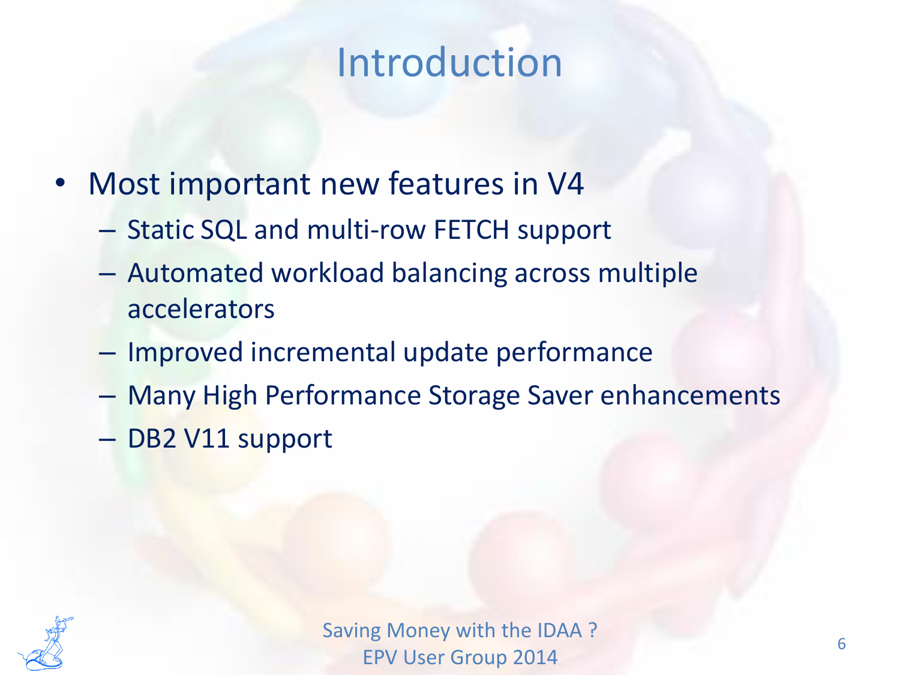# Introduction

- Most important new features in V4
  - Static SQL and multi-row FETCH support
  - Automated workload balancing across multiple accelerators
  - Improved incremental update performance
  - Many High Performance Storage Saver enhancements
  - DB2 V11 support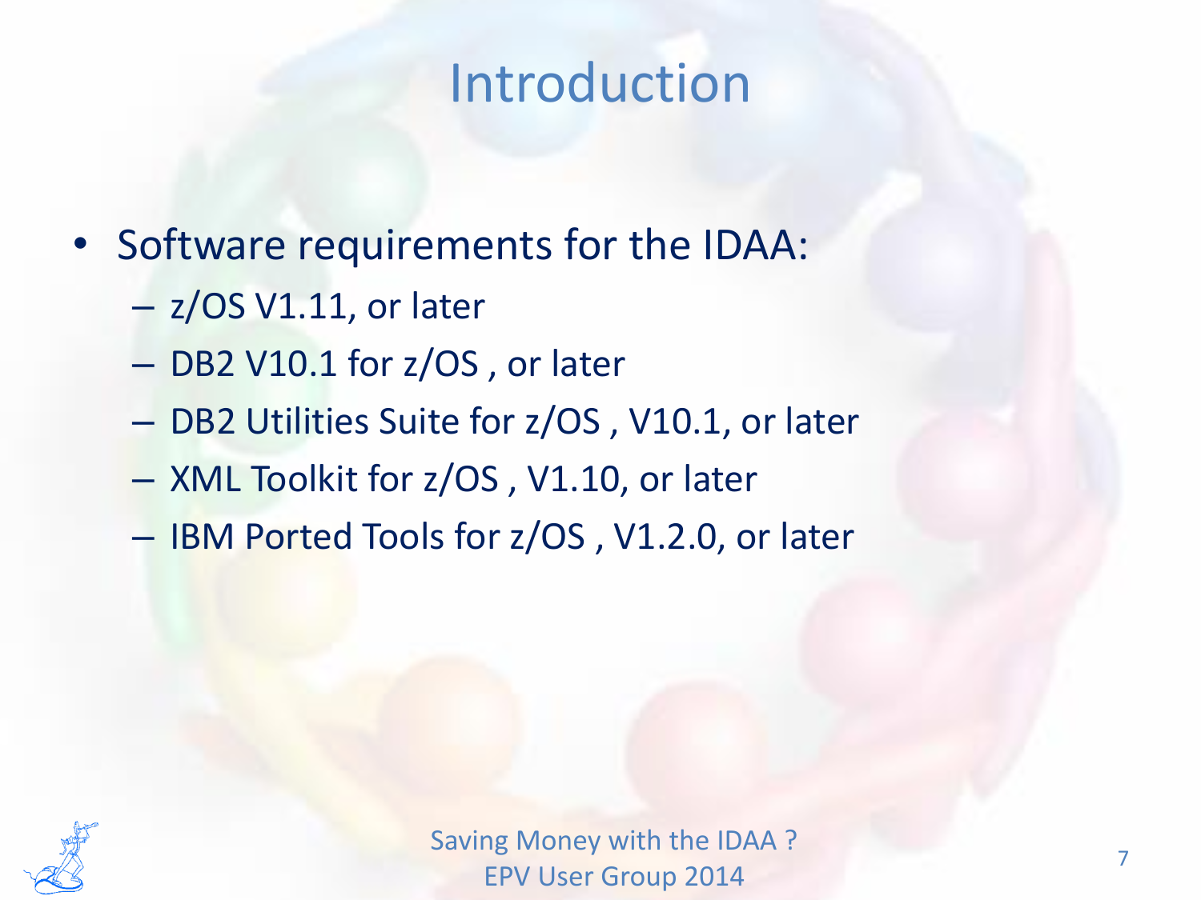# Introduction

- Software requirements for the IDAA:
  - z/OS V1.11, or later
  - DB2 V10.1 for z/OS , or later
  - DB2 Utilities Suite for z/OS , V10.1, or later
  - XML Toolkit for z/OS , V1.10, or later
  - IBM Ported Tools for z/OS , V1.2.0, or later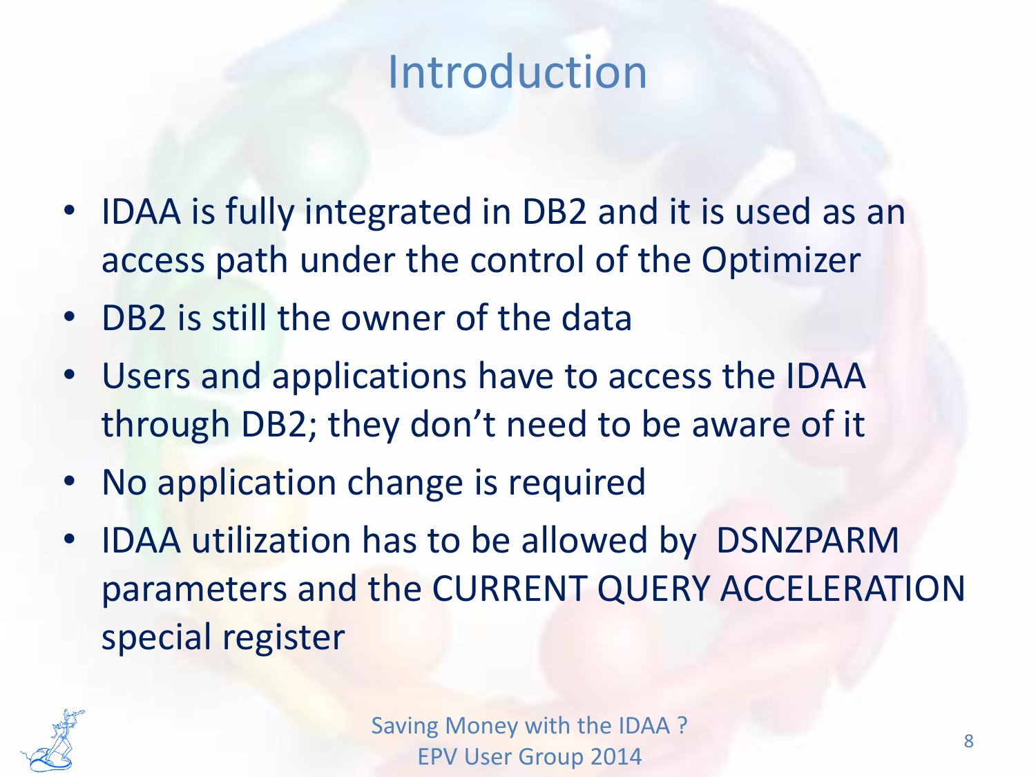# Introduction

- IDAA is fully integrated in DB2 and it is used as an access path under the control of the Optimizer
- DB2 is still the owner of the data
- Users and applications have to access the IDAA through DB2; they don't need to be aware of it
- No application change is required
- IDAA utilization has to be allowed by DSNZPARM parameters and the CURRENT QUERY ACCELERATION special register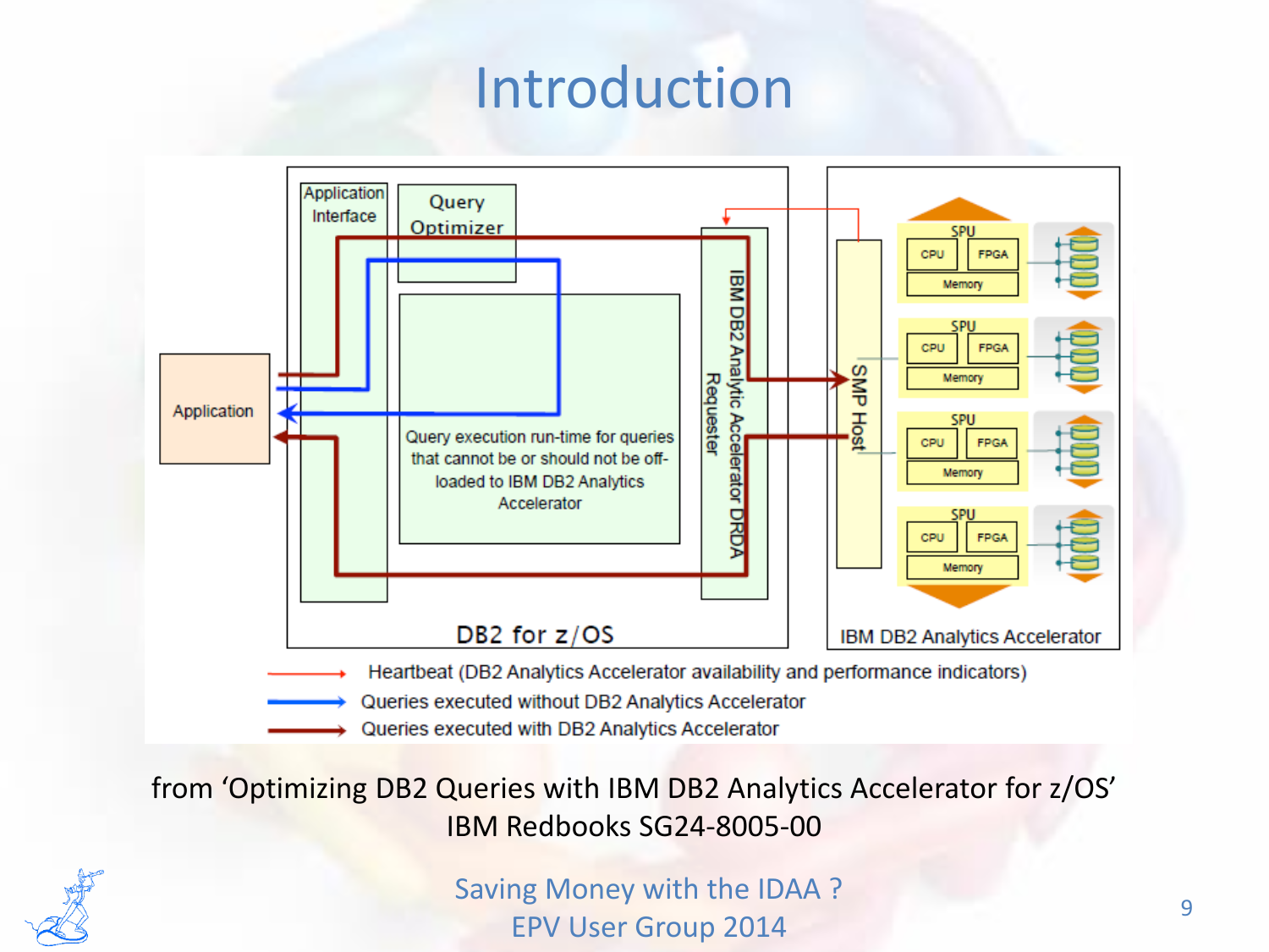# Introduction

Application

Application Interface

Query Optimizer

Query execution run-time for queries that cannot be or should not be off-loaded to IBM DB2 Analytics Accelerator

IBM DB2 Analytic Accelerator DRDA Requester

DB2 for z/OS

SMP Host

SPU

CPU

FPGA

Memory

IBM DB2 Analytics Accelerator

Heartbeat (DB2 Analytics Accelerator availability and performance indicators)

Queries executed without DB2 Analytics Accelerator

Queries executed with DB2 Analytics Accelerator

from 'Optimizing DB2 Queries with IBM DB2 Analytics Accelerator for z/OS' IBM Redbooks SG24-8005-00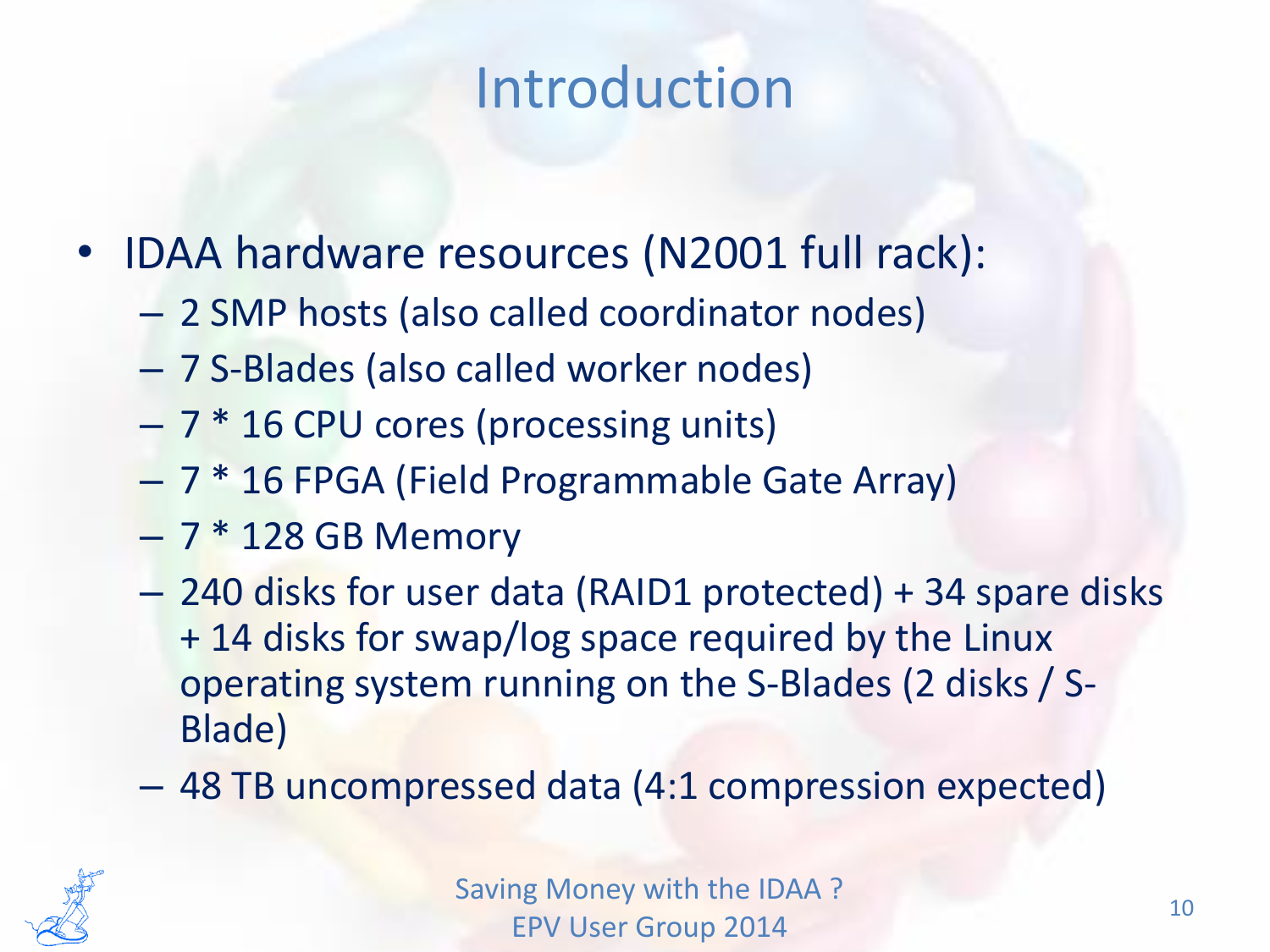# Introduction

- IDAA hardware resources (N2001 full rack):
  - 2 SMP hosts (also called coordinator nodes)
  - 7 S-Blades (also called worker nodes)
  - 7 * 16 CPU cores (processing units)
  - 7 * 16 FPGA (Field Programmable Gate Array)
  - 7 * 128 GB Memory
  - 240 disks for user data (RAID1 protected) + 34 spare disks + 14 disks for swap/log space required by the Linux operating system running on the S-Blades (2 disks / S-Blade)
  - 48 TB uncompressed data (4:1 compression expected)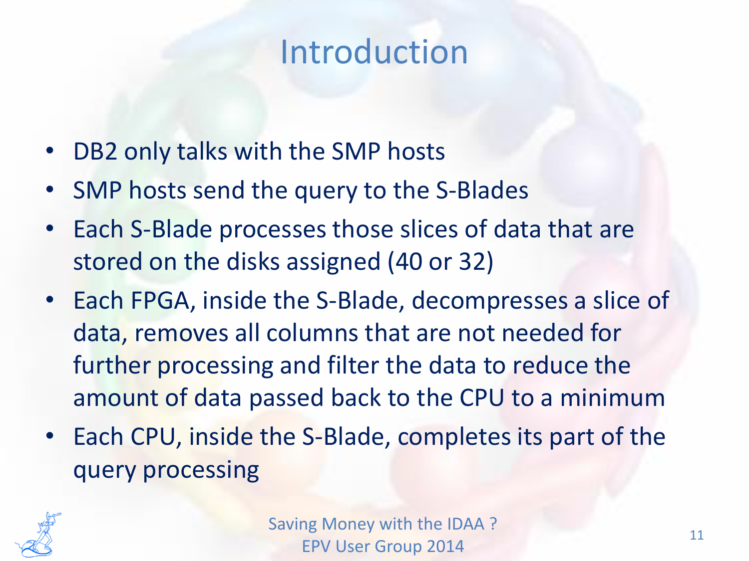# Introduction

- DB2 only talks with the SMP hosts
- SMP hosts send the query to the S-Blades
- Each S-Blade processes those slices of data that are stored on the disks assigned (40 or 32)
- Each FPGA, inside the S-Blade, decompresses a slice of data, removes all columns that are not needed for further processing and filter the data to reduce the amount of data passed back to the CPU to a minimum
- Each CPU, inside the S-Blade, completes its part of the query processing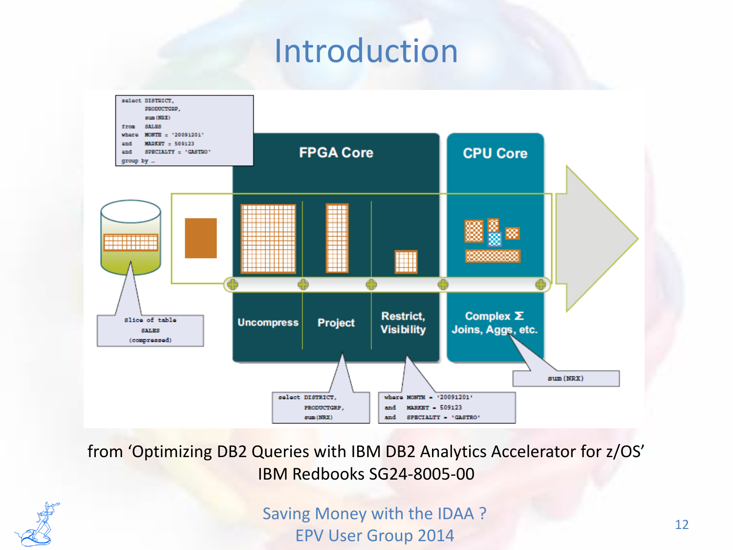# Introduction

```
select DISTRICT,
       PRODUCTGRP,
       sum(NRX)
from   SALES
where  MONTH = '20091201'
and    MARKET = 509123
and    SPECIALTY = 'GASTRO'
group by …
```

**FPGA Core** | **CPU Core**

Slice of table SALES (compressed)

**Uncompress** → **Project** → **Restrict, Visibility** → **Complex Σ Joins, Aggs, etc.**

```
select DISTRICT,
       PRODUCTGRP,
       sum(NRX)
```

```
where MONTH = '20091201'
and   MARKET = 509123
and   SPECIALTY = 'GASTRO'
```

```
sum(NRX)
```

from 'Optimizing DB2 Queries with IBM DB2 Analytics Accelerator for z/OS'
IBM Redbooks SG24-8005-00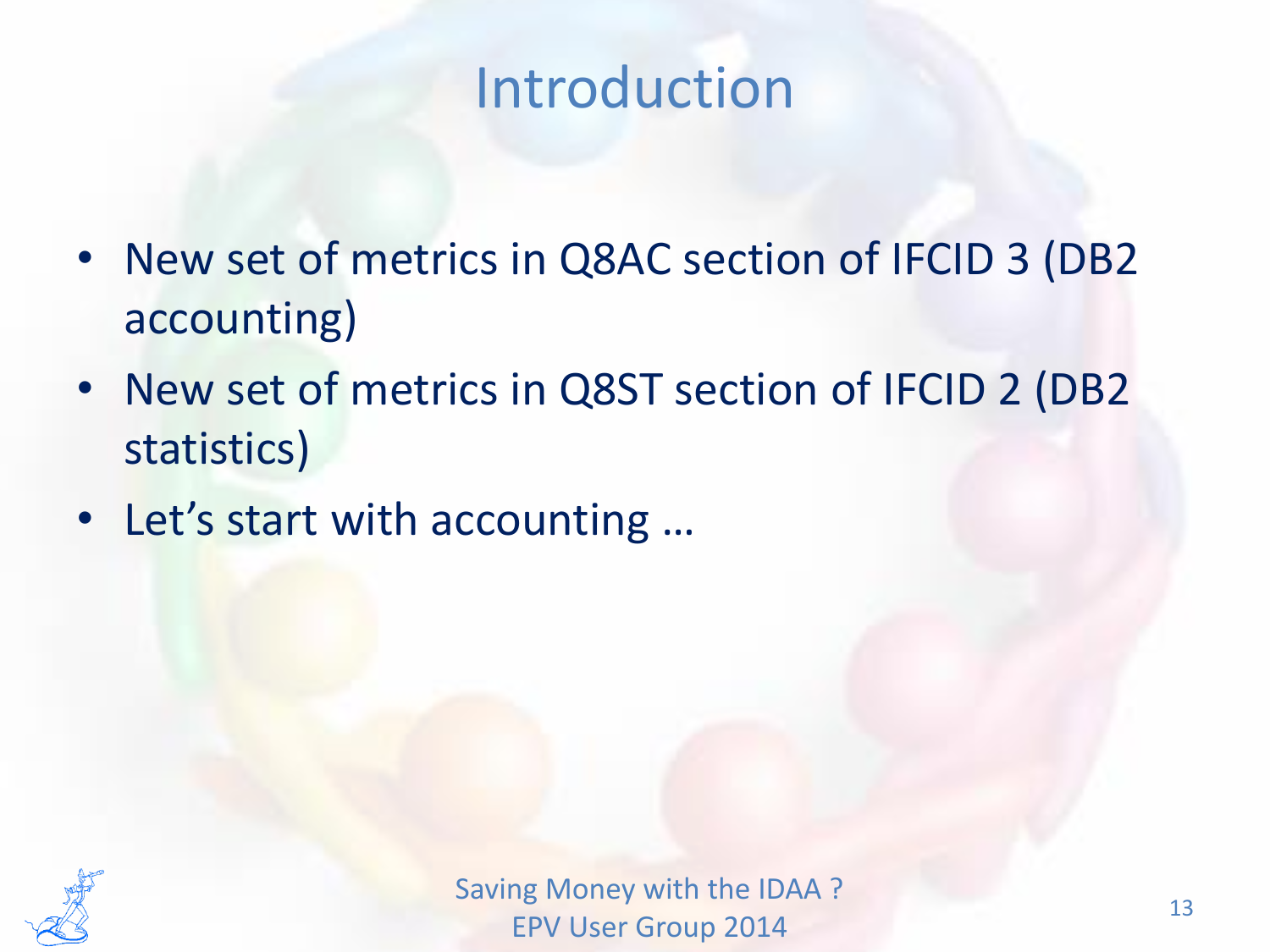# Introduction

- New set of metrics in Q8AC section of IFCID 3 (DB2 accounting)
- New set of metrics in Q8ST section of IFCID 2 (DB2 statistics)
- Let's start with accounting …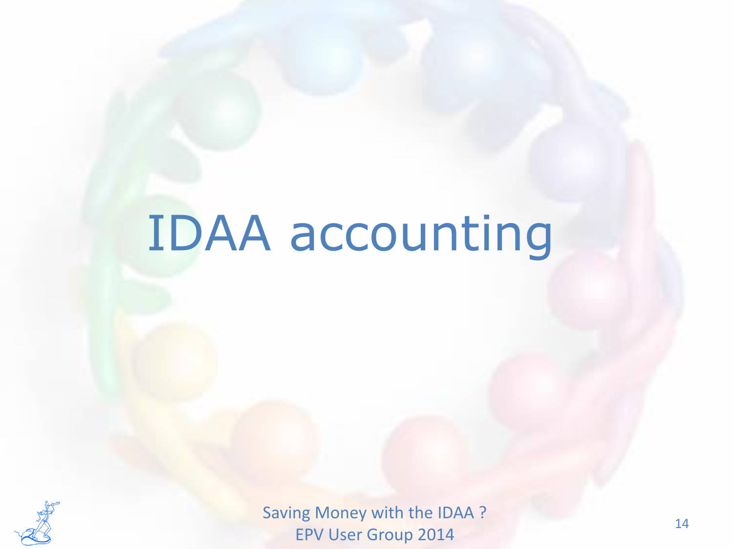# IDAA accounting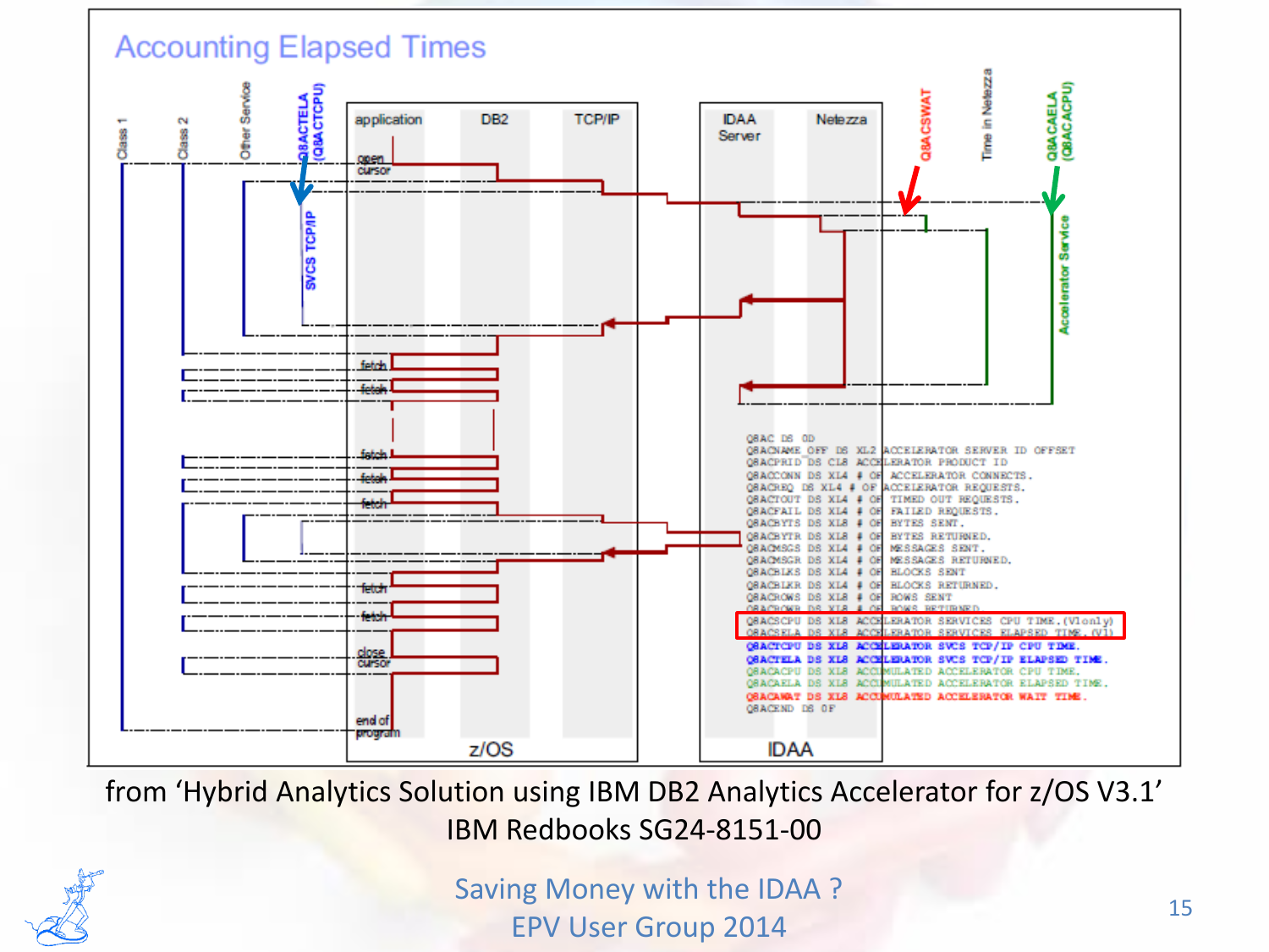# Accounting Elapsed Times

Class 1 | Class 2 | Other Service | Q8ACTELA (Q8ACTCPU) | SVCS TCP/IP

application | DB2 | TCP/IP | IDAA Server | Netezza

Q8ACSWAT | Time in Netezza | Q8ACAELA (Q8ACACPU) | Accelerator Service

open cursor | fetch | fetch | fetch | fetch | fetch | fetch | fetch | close cursor | end of program

```
Q8AC DS 0D
Q8ACNAME_OFF DS XL2 ACCELERATOR SERVER ID OFFSET
Q8ACPRID DS CL8 ACCELERATOR PRODUCT ID
Q8ACCONN DS XL4 # OF ACCELERATOR CONNECTS.
Q8ACREQ DS XL4 # OF ACCELERATOR REQUESTS.
Q8ACTOUT DS XL4 # OF TIMED OUT REQUESTS.
Q8ACFAIL DS XL4 # OF FAILED REQUESTS.
Q8ACBYTS DS XL8 # OF BYTES SENT.
Q8ACBYTR DS XL8 # OF BYTES RETURNED.
Q8ACMSGS DS XL4 # OF MESSAGES SENT.
Q8ACMSGR DS XL4 # OF MESSAGES RETURNED.
Q8ACBLKS DS XL4 # OF BLOCKS SENT
Q8ACBLKR DS XL4 # OF BLOCKS RETURNED.
Q8ACROWS DS XL8 # OF ROWS SENT
Q8ACROWR DS XL8 # OF ROWS RETURNED
Q8ACSCPU DS XL8 ACCELERATOR SERVICES CPU TIME.(V1only)
Q8ACSELA DS XL8 ACCELERATOR SERVICES ELAPSED TIME.(V1)
Q8ACTCPU DS XL8 ACCELERATOR SVCS TCP/IP CPU TIME.
Q8ACTELA DS XL8 ACCELERATOR SVCS TCP/IP ELAPSED TIME.
Q8ACACPU DS XL8 ACCUMULATED ACCELERATOR CPU TIME.
Q8ACAELA DS XL8 ACCUMULATED ACCELERATOR ELAPSED TIME.
Q8ACAWAT DS XL8 ACCUMULATED ACCELERATOR WAIT TIME.
Q8ACEND DS 0F
```

z/OS | IDAA

from 'Hybrid Analytics Solution using IBM DB2 Analytics Accelerator for z/OS V3.1' IBM Redbooks SG24-8151-00

Saving Money with the IDAA ?
EPV User Group 2014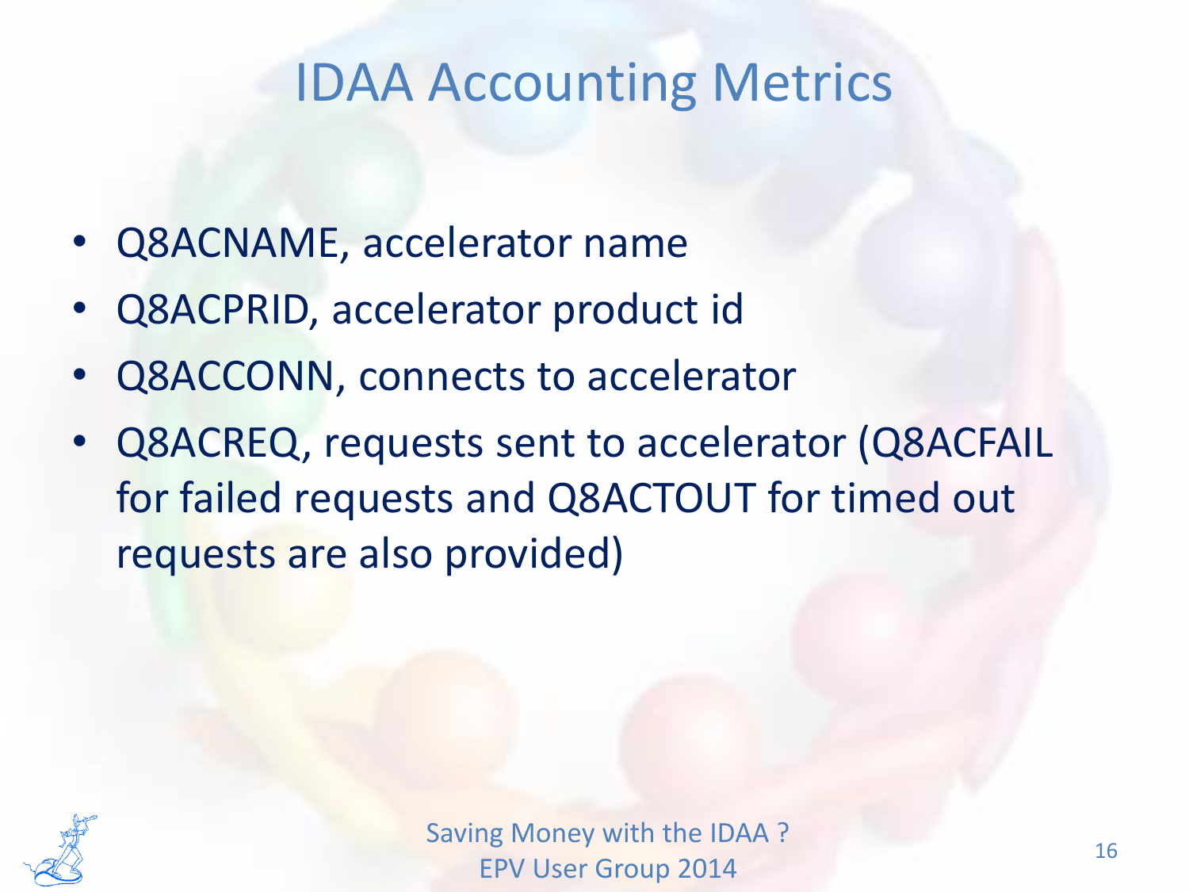# IDAA Accounting Metrics

- Q8ACNAME, accelerator name
- Q8ACPRID, accelerator product id
- Q8ACCONN, connects to accelerator
- Q8ACREQ, requests sent to accelerator (Q8ACFAIL for failed requests and Q8ACTOUT for timed out requests are also provided)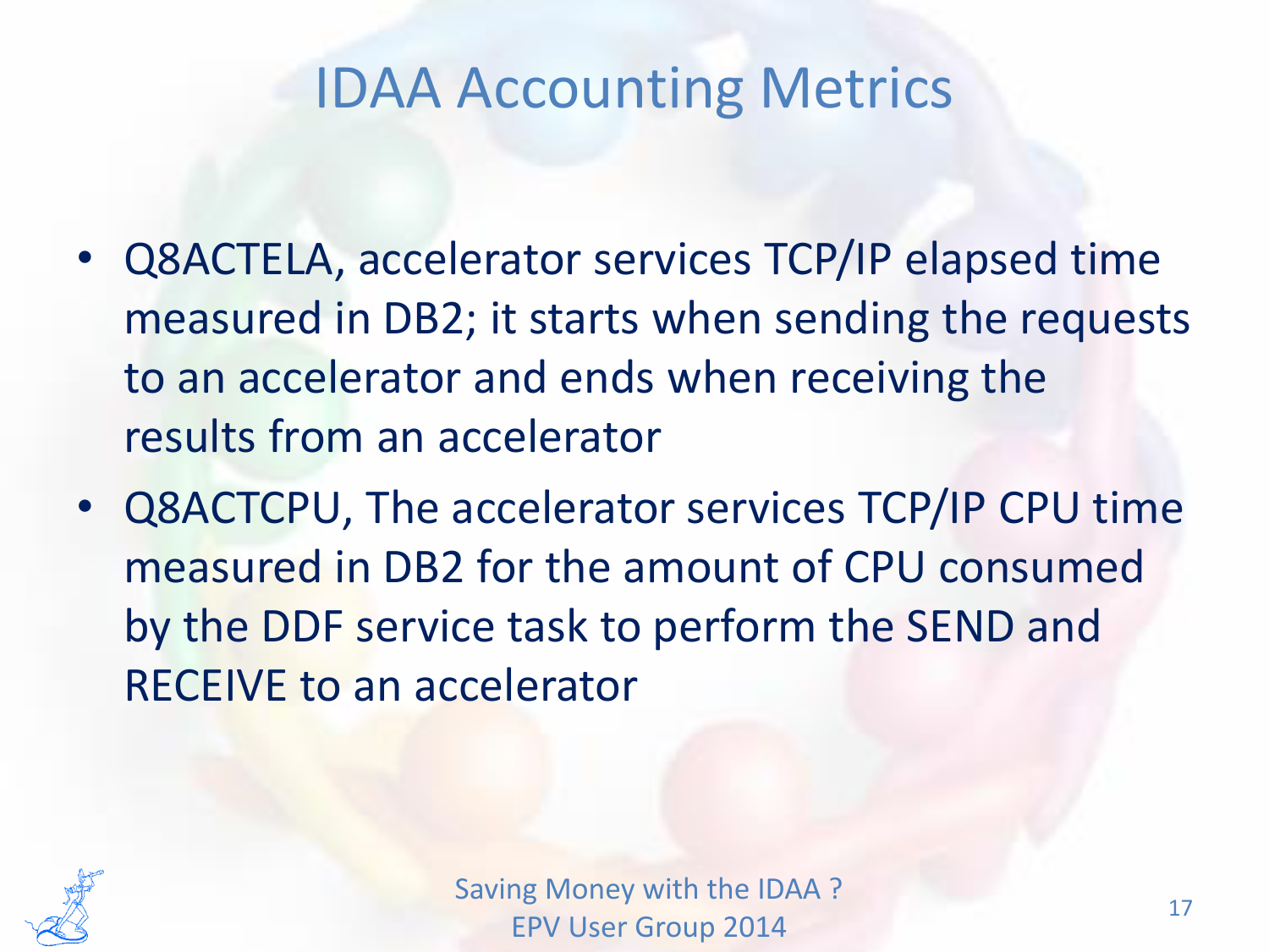# IDAA Accounting Metrics

- Q8ACTELA, accelerator services TCP/IP elapsed time measured in DB2; it starts when sending the requests to an accelerator and ends when receiving the results from an accelerator
- Q8ACTCPU, The accelerator services TCP/IP CPU time measured in DB2 for the amount of CPU consumed by the DDF service task to perform the SEND and RECEIVE to an accelerator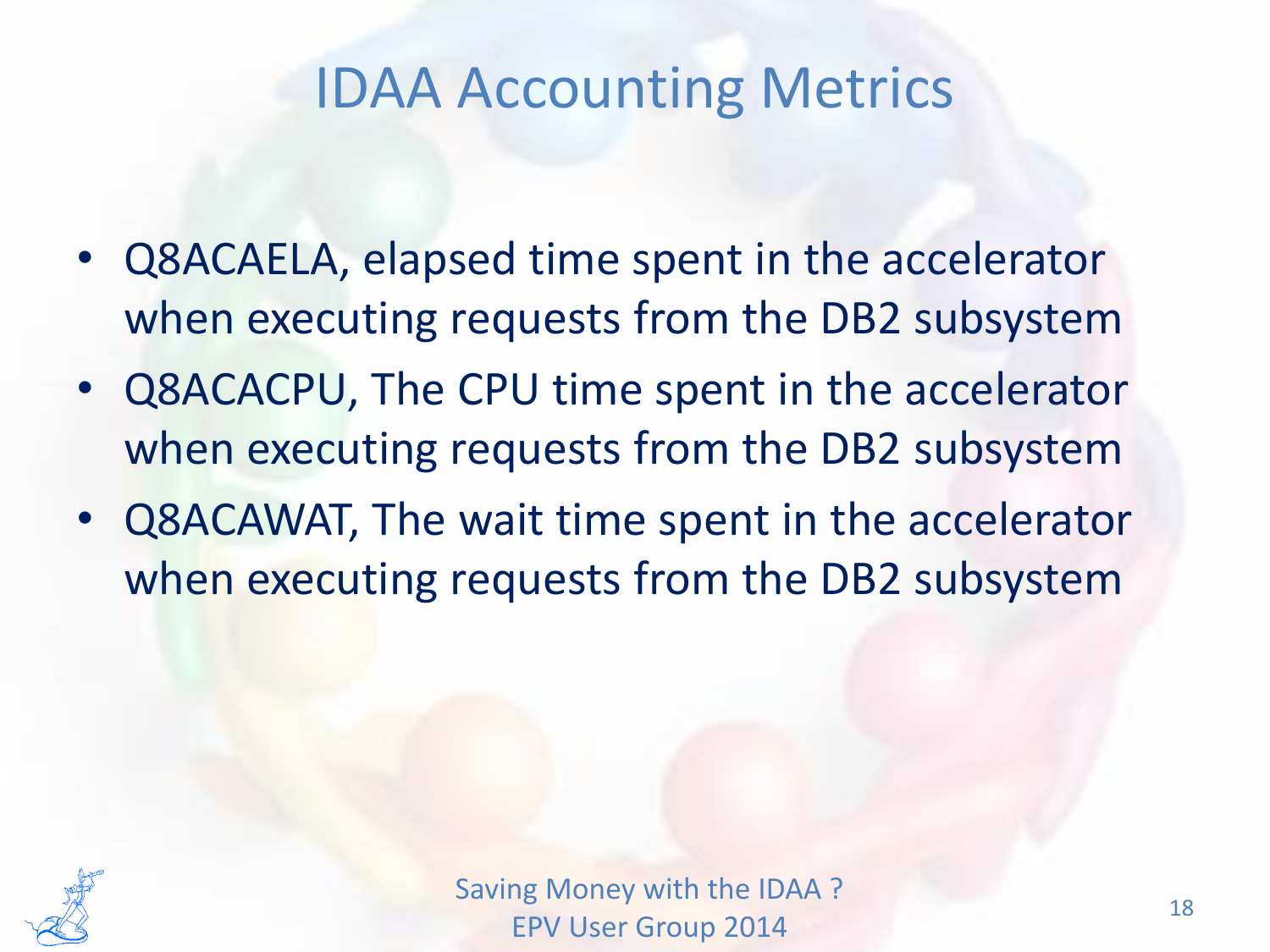# IDAA Accounting Metrics

- Q8ACAELA, elapsed time spent in the accelerator when executing requests from the DB2 subsystem
- Q8ACACPU, The CPU time spent in the accelerator when executing requests from the DB2 subsystem
- Q8ACAWAT, The wait time spent in the accelerator when executing requests from the DB2 subsystem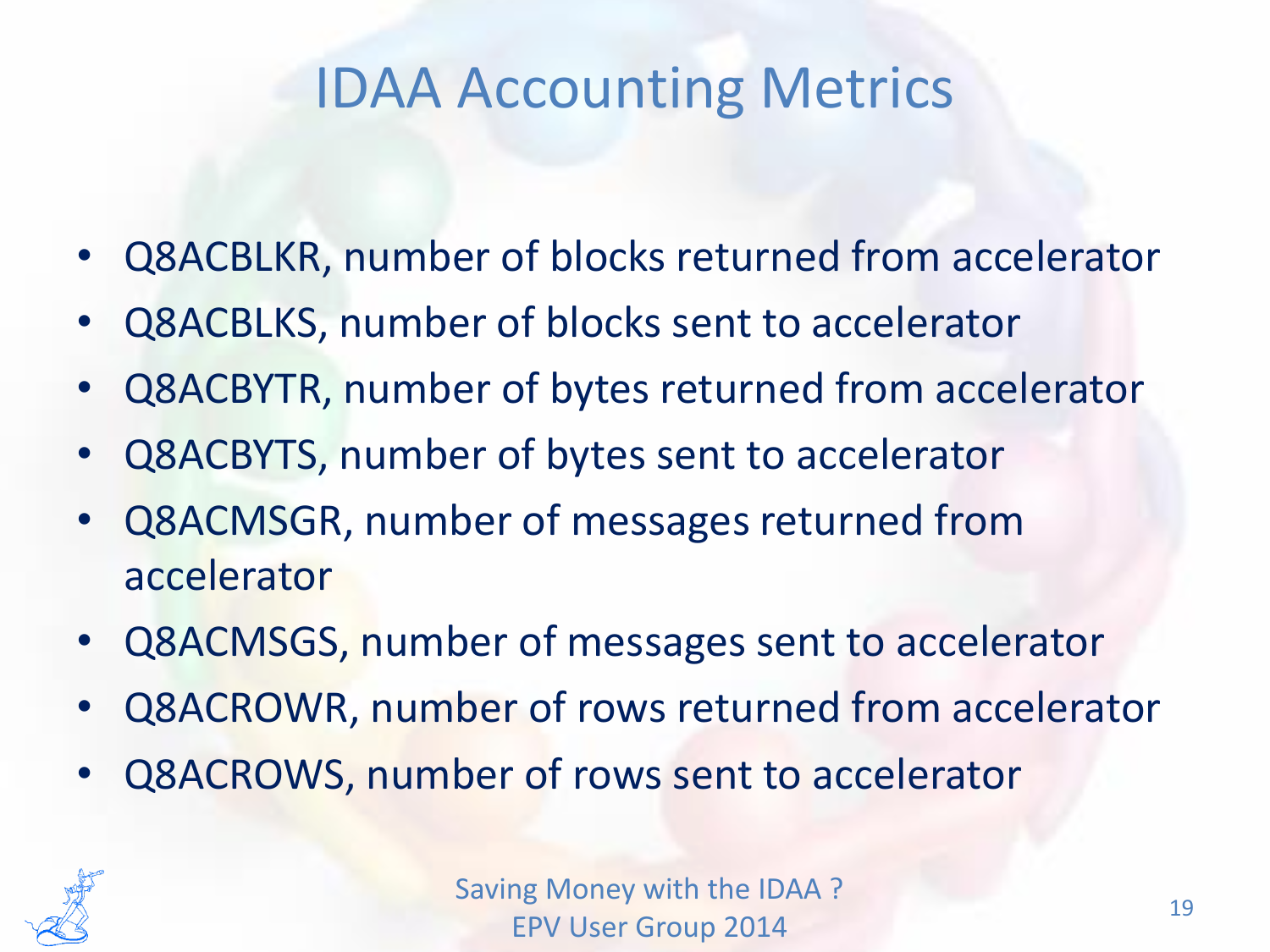# IDAA Accounting Metrics

- Q8ACBLKR, number of blocks returned from accelerator
- Q8ACBLKS, number of blocks sent to accelerator
- Q8ACBYTR, number of bytes returned from accelerator
- Q8ACBYTS, number of bytes sent to accelerator
- Q8ACMSGR, number of messages returned from accelerator
- Q8ACMSGS, number of messages sent to accelerator
- Q8ACROWR, number of rows returned from accelerator
- Q8ACROWS, number of rows sent to accelerator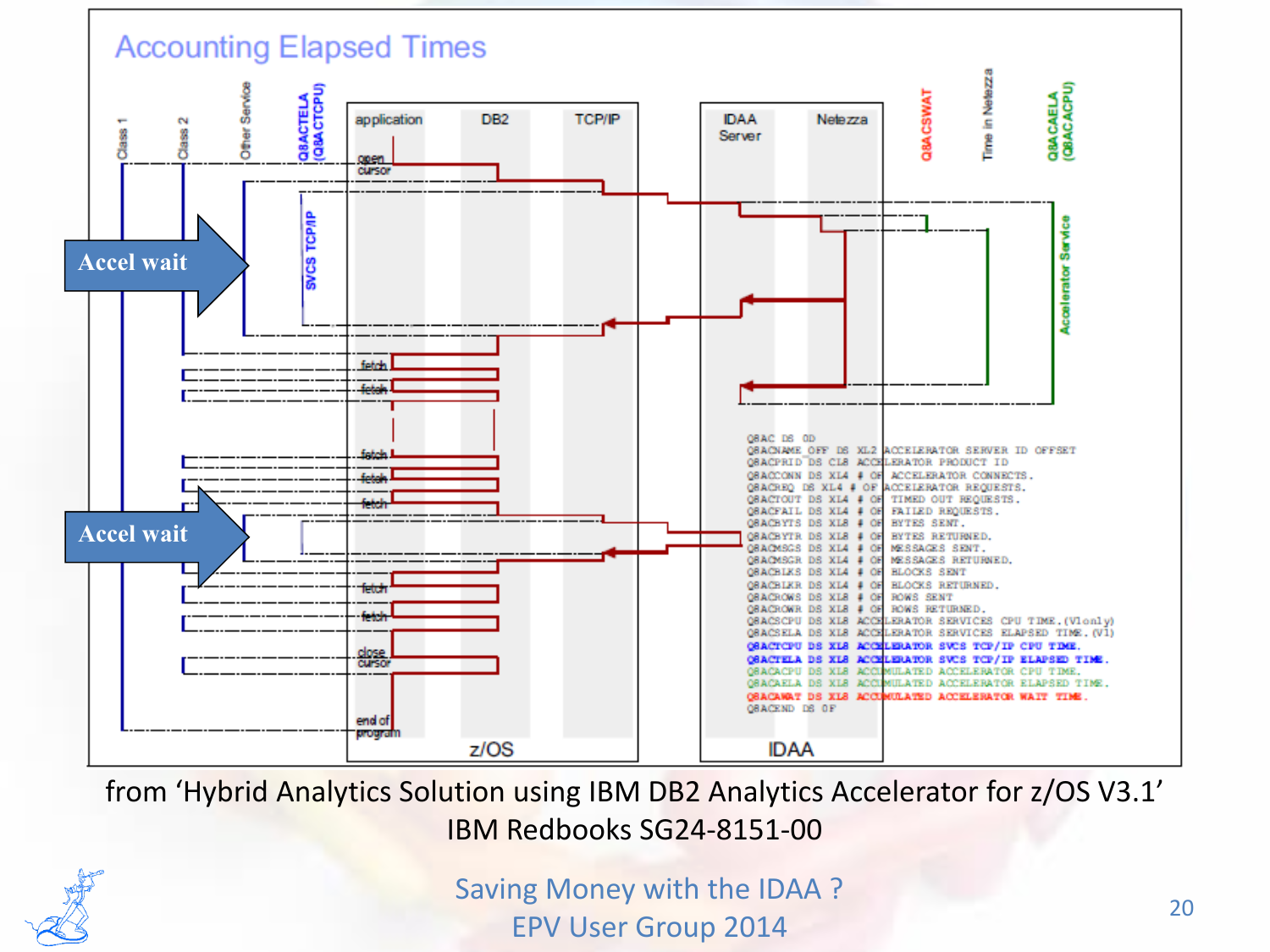# Accounting Elapsed Times

Class 1 | Class 2 | Other Service | Q8ACTELA (Q8ACTCPU) | SVCS TCP/IP

application | DB2 | TCP/IP | IDAA Server | Netezza

Q8ACSWAT | Time in Netezza | Q8ACAELA (Q8ACACPU) | Accelerator Service

open cursor, fetch, fetch, fetch, fetch, fetch, fetch, fetch, close cursor, end of program

**Accel wait**

**Accel wait**

```
Q8AC DS 0D
Q8ACNAME_OFF DS XL2 ACCELERATOR SERVER ID OFFSET
Q8ACPRID DS CL8 ACCELERATOR PRODUCT ID
Q8ACCONN DS XL4 # OF ACCELERATOR CONNECTS.
Q8ACREQ DS XL4 # OF ACCELERATOR REQUESTS.
Q8ACTOUT DS XL4 # OF TIMED OUT REQUESTS.
Q8ACFAIL DS XL4 # OF FAILED REQUESTS.
Q8ACBYTS DS XL8 # OF BYTES SENT.
Q8ACBYTR DS XL8 # OF BYTES RETURNED.
Q8ACMSGS DS XL4 # OF MESSAGES SENT.
Q8ACMSGR DS XL4 # OF MESSAGES RETURNED.
Q8ACBLKS DS XL4 # OF BLOCKS SENT
Q8ACBLKR DS XL4 # OF BLOCKS RETURNED.
Q8ACROWS DS XL8 # OF ROWS SENT
Q8ACROWR DS XL8 # OF ROWS RETURNED.
Q8ACSCPU DS XL8 ACCELERATOR SERVICES CPU TIME.(V1only)
Q8ACSELA DS XL8 ACCELERATOR SERVICES ELAPSED TIME.(V1)
Q8ACTCPU DS XL8 ACCELERATOR SVCS TCP/IP CPU TIME.
Q8ACTELA DS XL8 ACCELERATOR SVCS TCP/IP ELAPSED TIME.
Q8ACACPU DS XL8 ACCUMULATED ACCELERATOR CPU TIME.
Q8ACAELA DS XL8 ACCUMULATED ACCELERATOR ELAPSED TIME.
Q8ACAWAT DS XL8 ACCUMULATED ACCELERATOR WAIT TIME.
Q8ACEND DS 0F
```

z/OS | IDAA

from 'Hybrid Analytics Solution using IBM DB2 Analytics Accelerator for z/OS V3.1' IBM Redbooks SG24-8151-00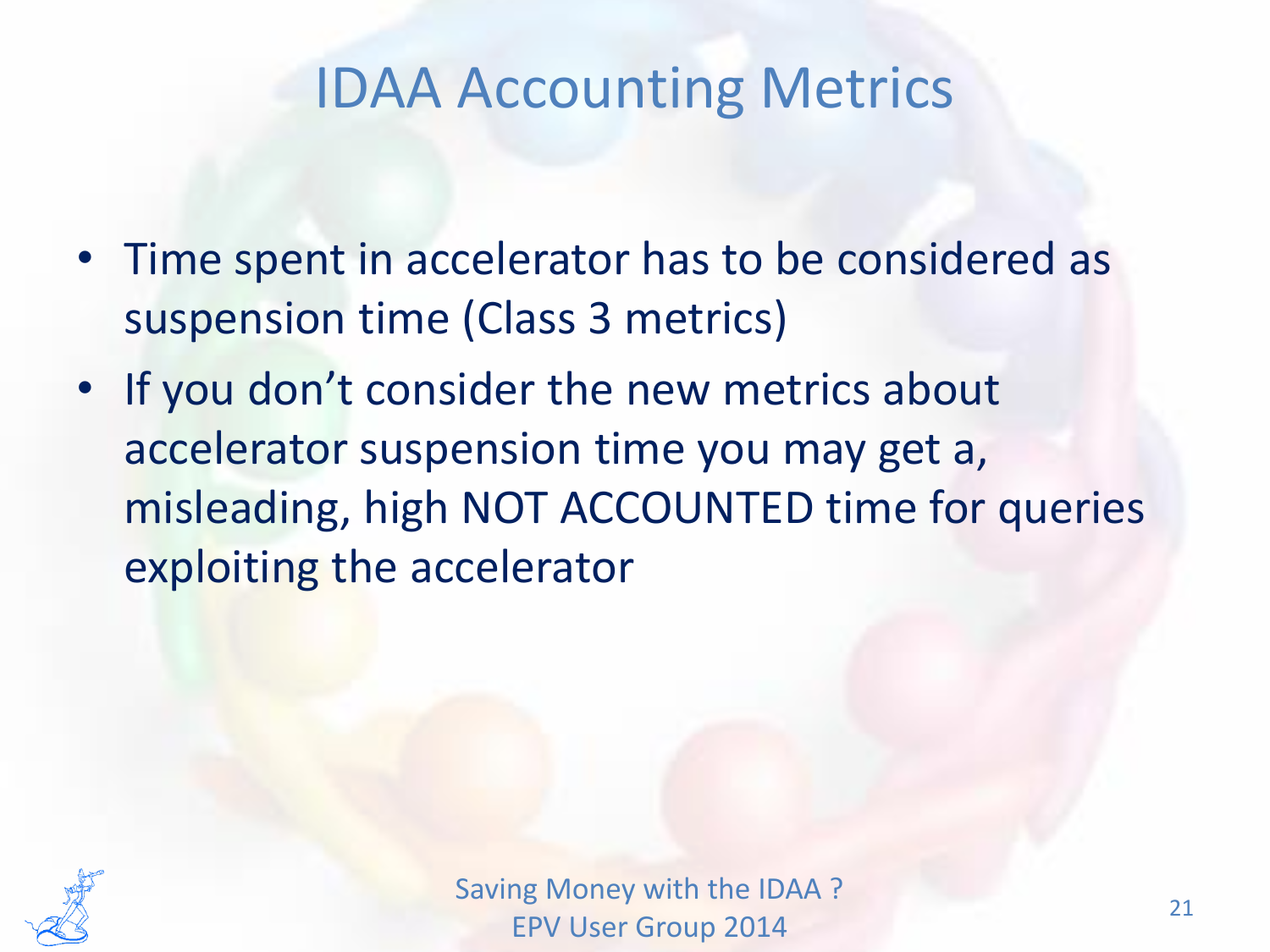# IDAA Accounting Metrics

- Time spent in accelerator has to be considered as suspension time (Class 3 metrics)
- If you don't consider the new metrics about accelerator suspension time you may get a, misleading, high NOT ACCOUNTED time for queries exploiting the accelerator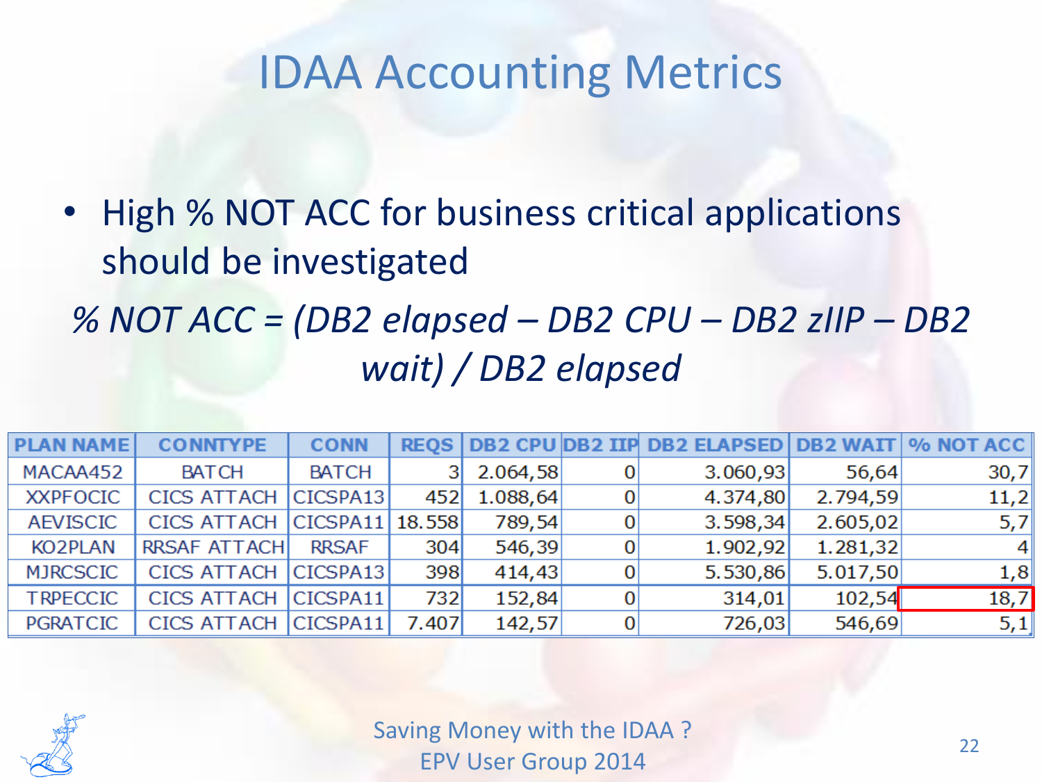# IDAA Accounting Metrics

- High % NOT ACC for business critical applications should be investigated

*% NOT ACC = (DB2 elapsed – DB2 CPU – DB2 zIIP – DB2 wait) / DB2 elapsed*

| PLAN NAME | CONNTYPE | CONN | REQS | DB2 CPU | DB2 IIP | DB2 ELAPSED | DB2 WAIT | % NOT ACC |
|---|---|---|---|---|---|---|---|---|
| MACAA452 | BATCH | BATCH | 3 | 2.064,58 | 0 | 3.060,93 | 56,64 | 30,7 |
| XXPFOCIC | CICS ATTACH | CICSPA13 | 452 | 1.088,64 | 0 | 4.374,80 | 2.794,59 | 11,2 |
| AEVISCIC | CICS ATTACH | CICSPA11 | 18.558 | 789,54 | 0 | 3.598,34 | 2.605,02 | 5,7 |
| KO2PLAN | RRSAF ATTACH | RRSAF | 304 | 546,39 | 0 | 1.902,92 | 1.281,32 | 4 |
| MJRCSCIC | CICS ATTACH | CICSPA13 | 398 | 414,43 | 0 | 5.530,86 | 5.017,50 | 1,8 |
| TRPECCIC | CICS ATTACH | CICSPA11 | 732 | 152,84 | 0 | 314,01 | 102,54 | 18,7 |
| PGRATCIC | CICS ATTACH | CICSPA11 | 7.407 | 142,57 | 0 | 726,03 | 546,69 | 5,1 |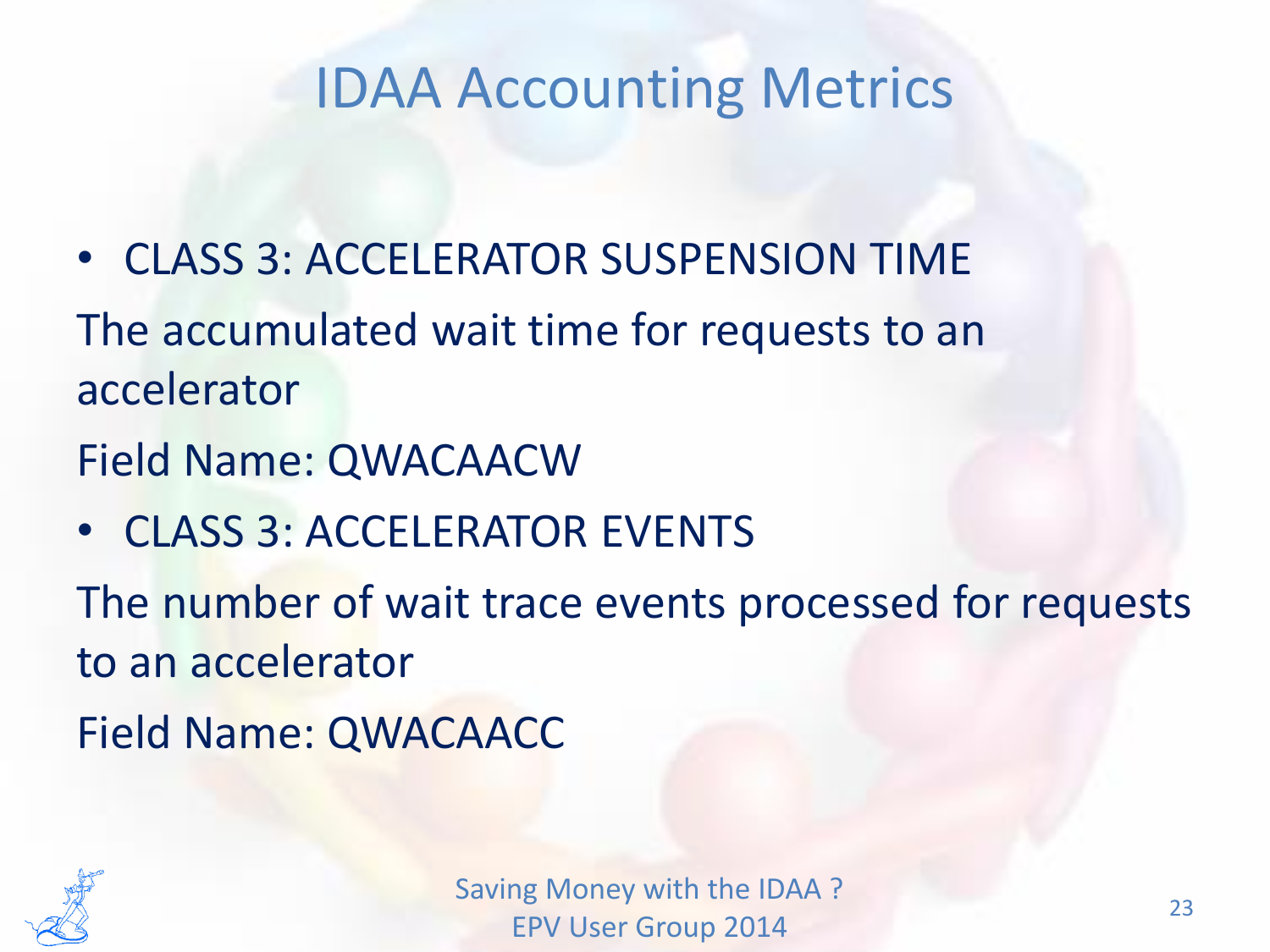# IDAA Accounting Metrics

- CLASS 3: ACCELERATOR SUSPENSION TIME

The accumulated wait time for requests to an accelerator

Field Name: QWACAACW

- CLASS 3: ACCELERATOR EVENTS

The number of wait trace events processed for requests to an accelerator

Field Name: QWACAACC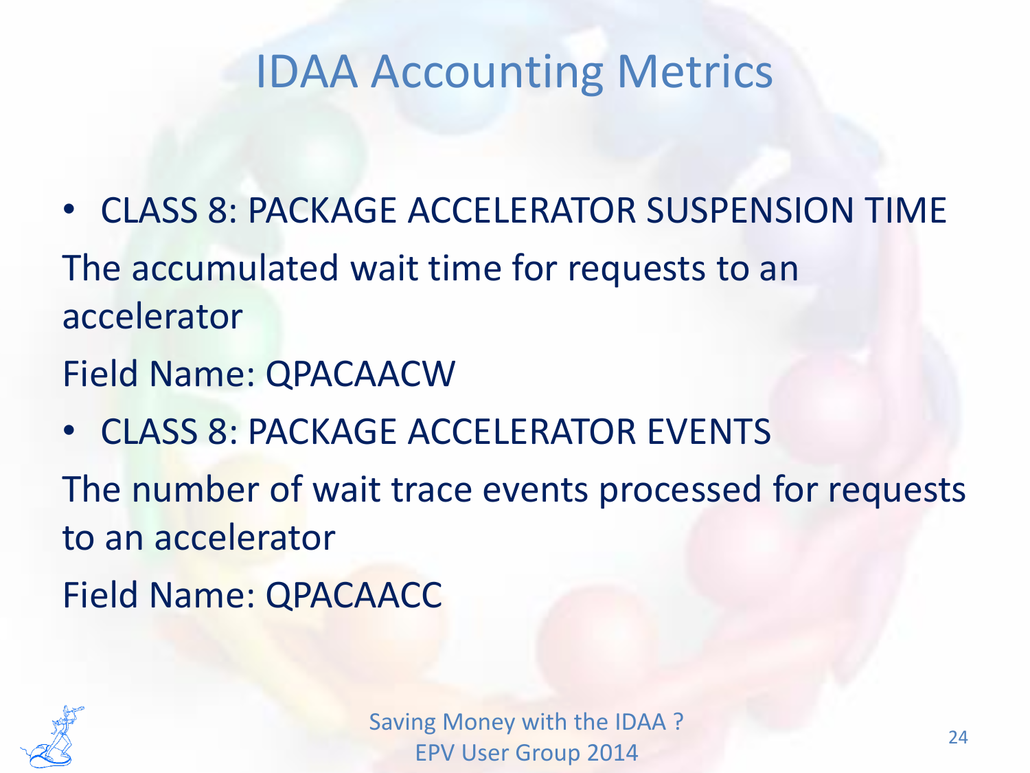# IDAA Accounting Metrics

- CLASS 8: PACKAGE ACCELERATOR SUSPENSION TIME

The accumulated wait time for requests to an accelerator

Field Name: QPACAACW

- CLASS 8: PACKAGE ACCELERATOR EVENTS

The number of wait trace events processed for requests to an accelerator

Field Name: QPACAACC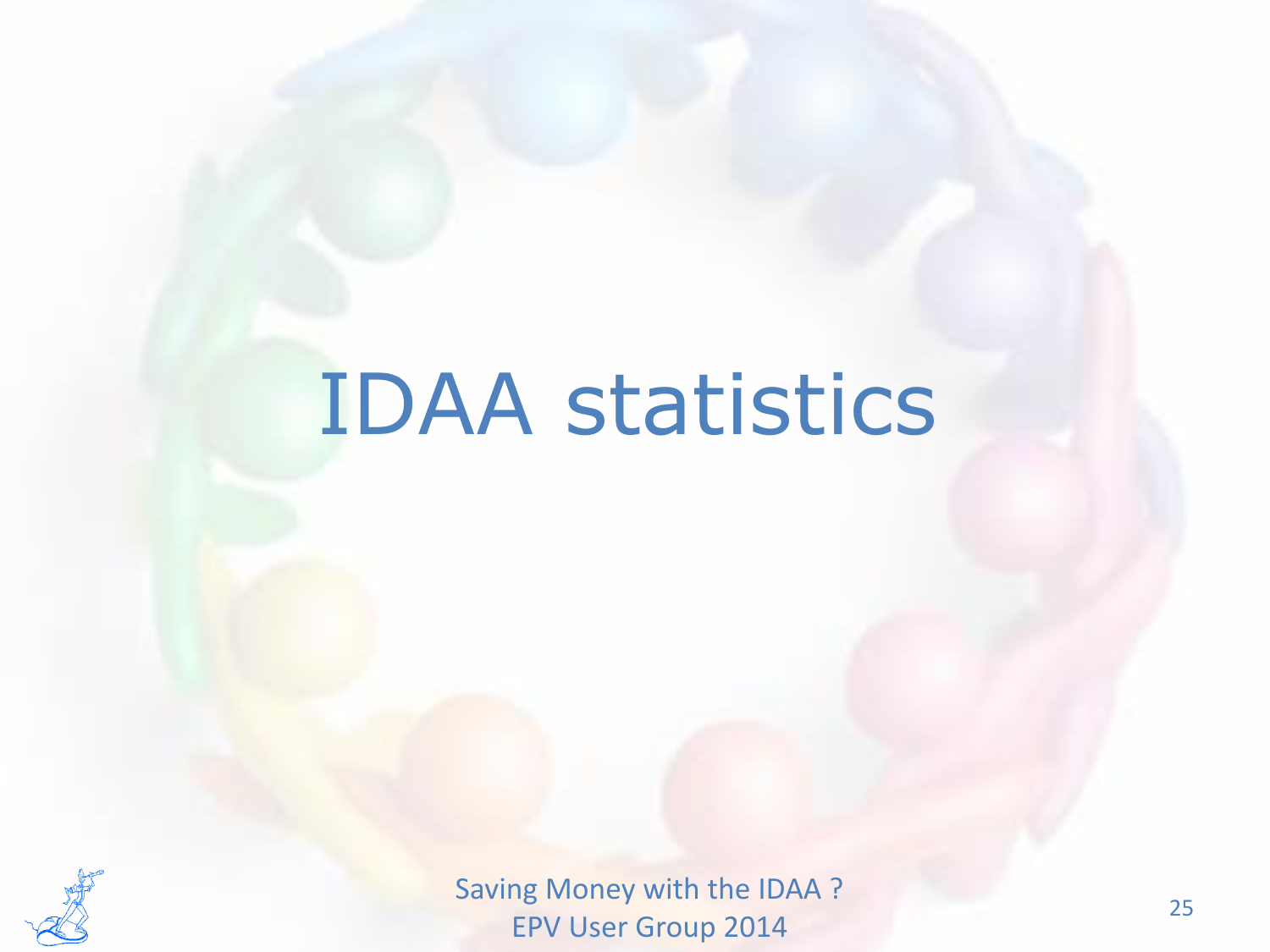# IDAA statistics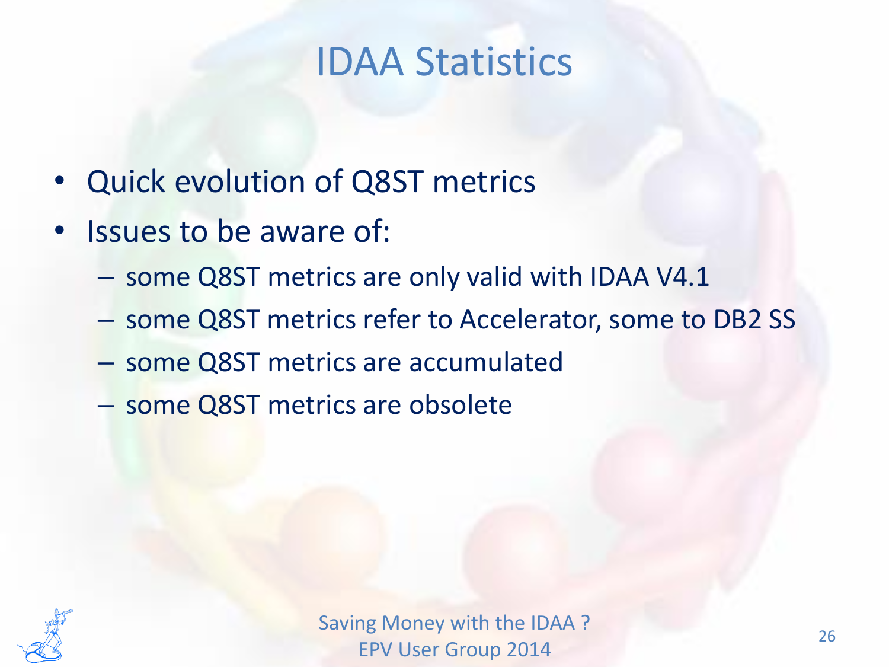# IDAA Statistics

- Quick evolution of Q8ST metrics
- Issues to be aware of:
  - some Q8ST metrics are only valid with IDAA V4.1
  - some Q8ST metrics refer to Accelerator, some to DB2 SS
  - some Q8ST metrics are accumulated
  - some Q8ST metrics are obsolete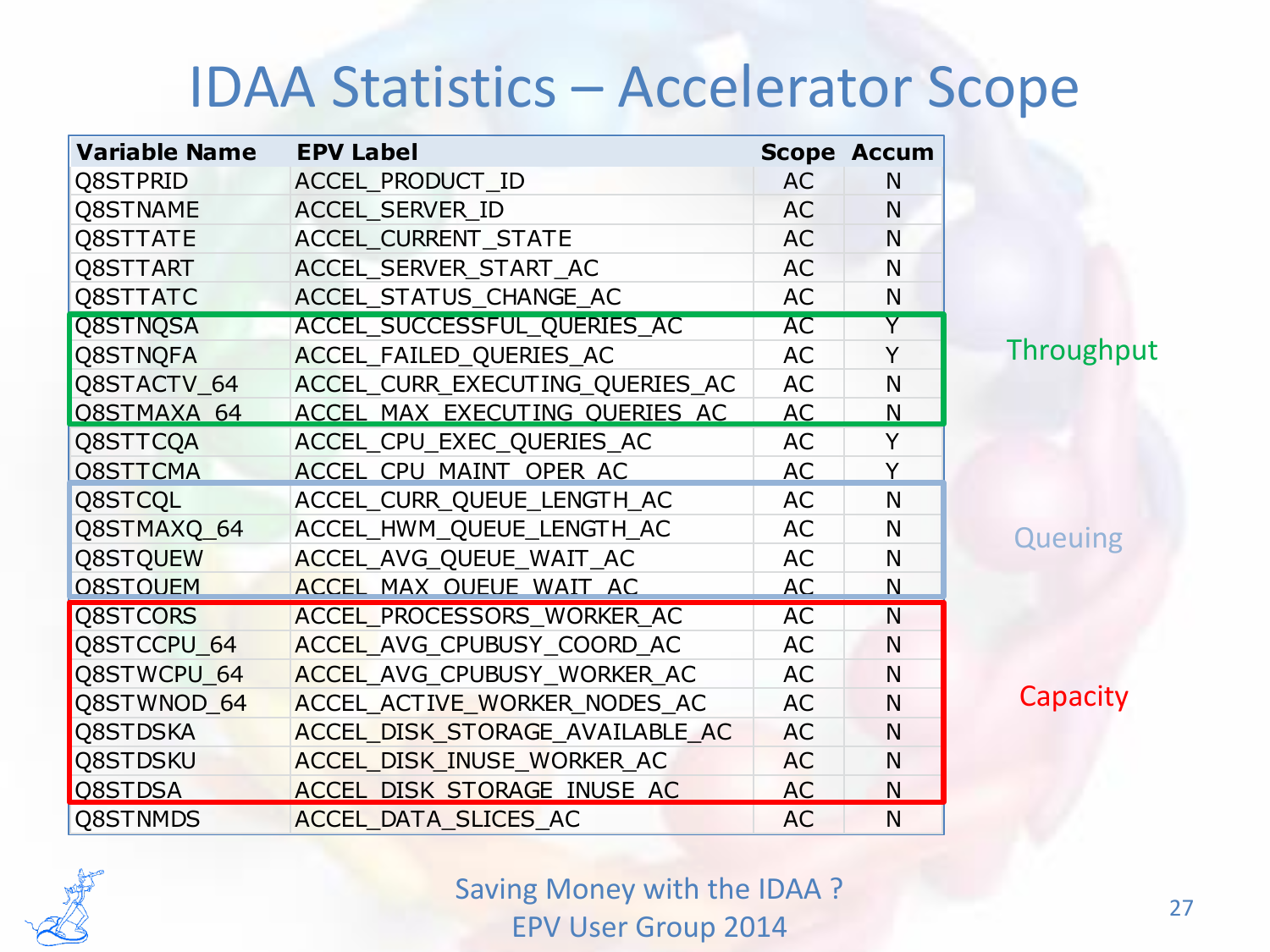# IDAA Statistics – Accelerator Scope

| Variable Name | EPV Label | Scope | Accum | |
|---|---|---|---|---|
| Q8STPRID | ACCEL_PRODUCT_ID | AC | N | |
| Q8STNAME | ACCEL_SERVER_ID | AC | N | |
| Q8STTATE | ACCEL_CURRENT_STATE | AC | N | |
| Q8STTART | ACCEL_SERVER_START_AC | AC | N | |
| Q8STTATC | ACCEL_STATUS_CHANGE_AC | AC | N | |
| Q8STNQSA | ACCEL_SUCCESSFUL_QUERIES_AC | AC | Y | Throughput |
| Q8STNQFA | ACCEL_FAILED_QUERIES_AC | AC | Y | Throughput |
| Q8STACTV_64 | ACCEL_CURR_EXECUTING_QUERIES_AC | AC | N | Throughput |
| Q8STMAXA_64 | ACCEL_MAX_EXECUTING_QUERIES_AC | AC | N | Throughput |
| Q8STTCQA | ACCEL_CPU_EXEC_QUERIES_AC | AC | Y | |
| Q8STTCMA | ACCEL_CPU_MAINT_OPER_AC | AC | Y | |
| Q8STCQL | ACCEL_CURR_QUEUE_LENGTH_AC | AC | N | Queuing |
| Q8STMAXQ_64 | ACCEL_HWM_QUEUE_LENGTH_AC | AC | N | Queuing |
| Q8STQUEW | ACCEL_AVG_QUEUE_WAIT_AC | AC | N | Queuing |
| Q8STQUEM | ACCEL_MAX_QUEUE_WAIT_AC | AC | N | Queuing |
| Q8STCORS | ACCEL_PROCESSORS_WORKER_AC | AC | N | Capacity |
| Q8STCCPU_64 | ACCEL_AVG_CPUBUSY_COORD_AC | AC | N | Capacity |
| Q8STWCPU_64 | ACCEL_AVG_CPUBUSY_WORKER_AC | AC | N | Capacity |
| Q8STWNOD_64 | ACCEL_ACTIVE_WORKER_NODES_AC | AC | N | Capacity |
| Q8STDSKA | ACCEL_DISK_STORAGE_AVAILABLE_AC | AC | N | Capacity |
| Q8STDSKU | ACCEL_DISK_INUSE_WORKER_AC | AC | N | Capacity |
| Q8STDSA | ACCEL_DISK_STORAGE_INUSE_AC | AC | N | Capacity |
| Q8STNMDS | ACCEL_DATA_SLICES_AC | AC | N | |

Saving Money with the IDAA ?
EPV User Group 2014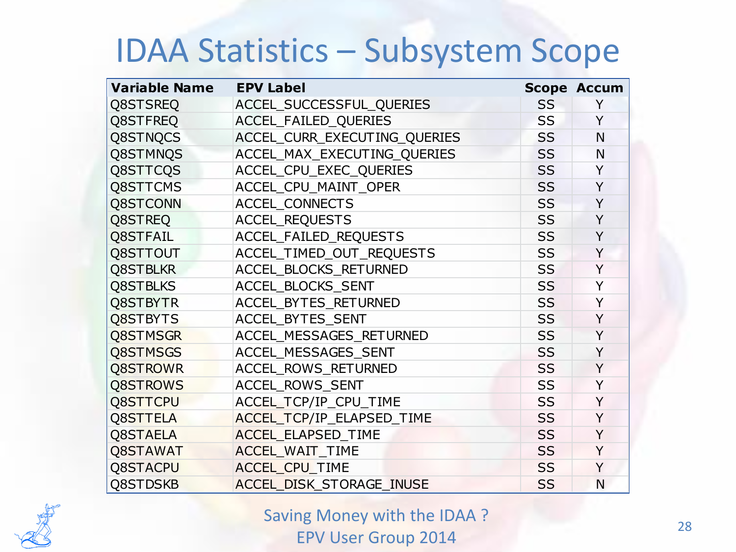# IDAA Statistics – Subsystem Scope

| Variable Name | EPV Label | Scope | Accum |
|---|---|---|---|
| Q8STSREQ | ACCEL_SUCCESSFUL_QUERIES | SS | Y |
| Q8STFREQ | ACCEL_FAILED_QUERIES | SS | Y |
| Q8STNQCS | ACCEL_CURR_EXECUTING_QUERIES | SS | N |
| Q8STMNQS | ACCEL_MAX_EXECUTING_QUERIES | SS | N |
| Q8STTCQS | ACCEL_CPU_EXEC_QUERIES | SS | Y |
| Q8STTCMS | ACCEL_CPU_MAINT_OPER | SS | Y |
| Q8STCONN | ACCEL_CONNECTS | SS | Y |
| Q8STREQ | ACCEL_REQUESTS | SS | Y |
| Q8STFAIL | ACCEL_FAILED_REQUESTS | SS | Y |
| Q8STTOUT | ACCEL_TIMED_OUT_REQUESTS | SS | Y |
| Q8STBLKR | ACCEL_BLOCKS_RETURNED | SS | Y |
| Q8STBLKS | ACCEL_BLOCKS_SENT | SS | Y |
| Q8STBYTR | ACCEL_BYTES_RETURNED | SS | Y |
| Q8STBYTS | ACCEL_BYTES_SENT | SS | Y |
| Q8STMSGR | ACCEL_MESSAGES_RETURNED | SS | Y |
| Q8STMSGS | ACCEL_MESSAGES_SENT | SS | Y |
| Q8STROWR | ACCEL_ROWS_RETURNED | SS | Y |
| Q8STROWS | ACCEL_ROWS_SENT | SS | Y |
| Q8STTCPU | ACCEL_TCP/IP_CPU_TIME | SS | Y |
| Q8STTELA | ACCEL_TCP/IP_ELAPSED_TIME | SS | Y |
| Q8STAELA | ACCEL_ELAPSED_TIME | SS | Y |
| Q8STAWAT | ACCEL_WAIT_TIME | SS | Y |
| Q8STACPU | ACCEL_CPU_TIME | SS | Y |
| Q8STDSKB | ACCEL_DISK_STORAGE_INUSE | SS | N |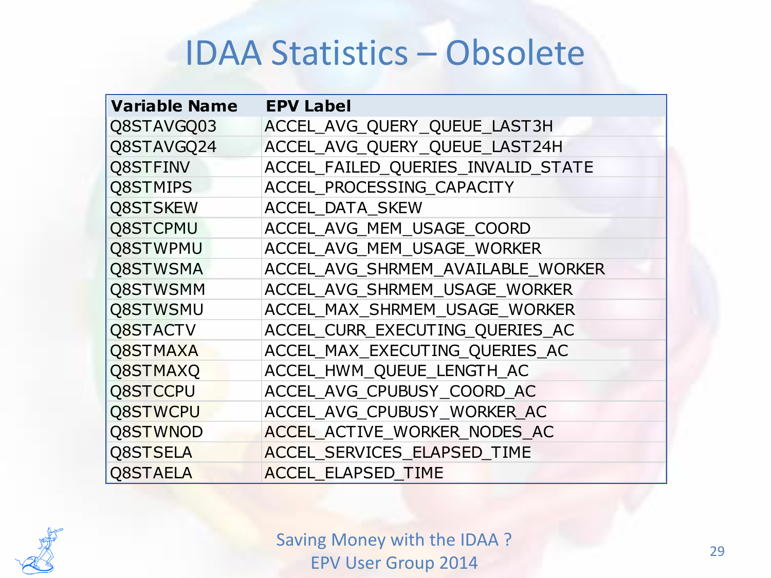# IDAA Statistics – Obsolete

| Variable Name | EPV Label |
| --- | --- |
| Q8STAVGQ03 | ACCEL_AVG_QUERY_QUEUE_LAST3H |
| Q8STAVGQ24 | ACCEL_AVG_QUERY_QUEUE_LAST24H |
| Q8STFINV | ACCEL_FAILED_QUERIES_INVALID_STATE |
| Q8STMIPS | ACCEL_PROCESSING_CAPACITY |
| Q8STSKEW | ACCEL_DATA_SKEW |
| Q8STCPMU | ACCEL_AVG_MEM_USAGE_COORD |
| Q8STWPMU | ACCEL_AVG_MEM_USAGE_WORKER |
| Q8STWSMA | ACCEL_AVG_SHRMEM_AVAILABLE_WORKER |
| Q8STWSMM | ACCEL_AVG_SHRMEM_USAGE_WORKER |
| Q8STWSMU | ACCEL_MAX_SHRMEM_USAGE_WORKER |
| Q8STACTV | ACCEL_CURR_EXECUTING_QUERIES_AC |
| Q8STMAXA | ACCEL_MAX_EXECUTING_QUERIES_AC |
| Q8STMAXQ | ACCEL_HWM_QUEUE_LENGTH_AC |
| Q8STCCPU | ACCEL_AVG_CPUBUSY_COORD_AC |
| Q8STWCPU | ACCEL_AVG_CPUBUSY_WORKER_AC |
| Q8STWNOD | ACCEL_ACTIVE_WORKER_NODES_AC |
| Q8STSELA | ACCEL_SERVICES_ELAPSED_TIME |
| Q8STAELA | ACCEL_ELAPSED_TIME |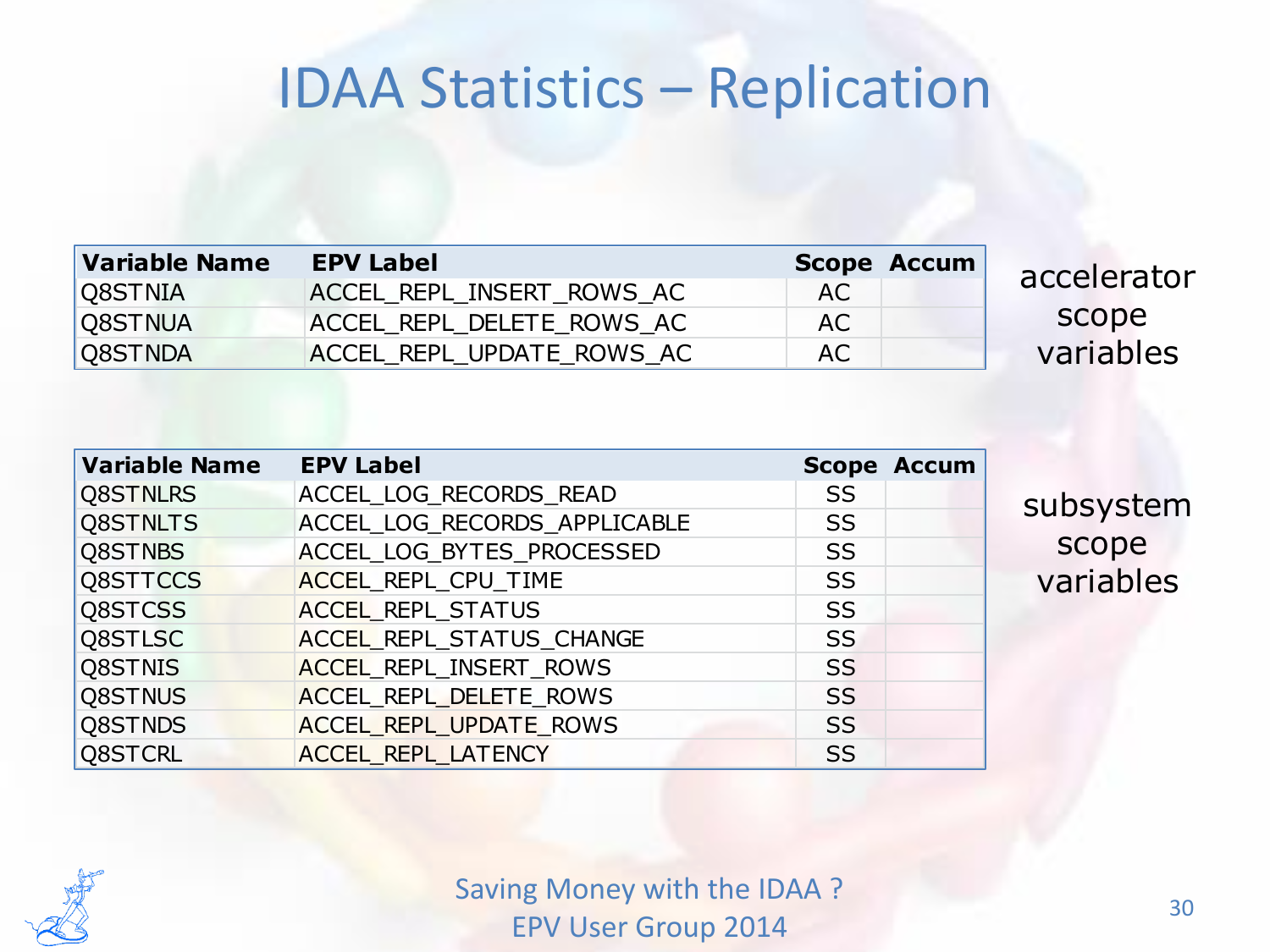# IDAA Statistics – Replication

| Variable Name | EPV Label | Scope | Accum |
|---|---|---|---|
| Q8STNIA | ACCEL_REPL_INSERT_ROWS_AC | AC | |
| Q8STNUA | ACCEL_REPL_DELETE_ROWS_AC | AC | |
| Q8STNDA | ACCEL_REPL_UPDATE_ROWS_AC | AC | |

accelerator scope variables

| Variable Name | EPV Label | Scope | Accum |
|---|---|---|---|
| Q8STNLRS | ACCEL_LOG_RECORDS_READ | SS | |
| Q8STNLTS | ACCEL_LOG_RECORDS_APPLICABLE | SS | |
| Q8STNBS | ACCEL_LOG_BYTES_PROCESSED | SS | |
| Q8STTCCS | ACCEL_REPL_CPU_TIME | SS | |
| Q8STCSS | ACCEL_REPL_STATUS | SS | |
| Q8STLSC | ACCEL_REPL_STATUS_CHANGE | SS | |
| Q8STNIS | ACCEL_REPL_INSERT_ROWS | SS | |
| Q8STNUS | ACCEL_REPL_DELETE_ROWS | SS | |
| Q8STNDS | ACCEL_REPL_UPDATE_ROWS | SS | |
| Q8STCRL | ACCEL_REPL_LATENCY | SS | |

subsystem scope variables

Saving Money with the IDAA ?
EPV User Group 2014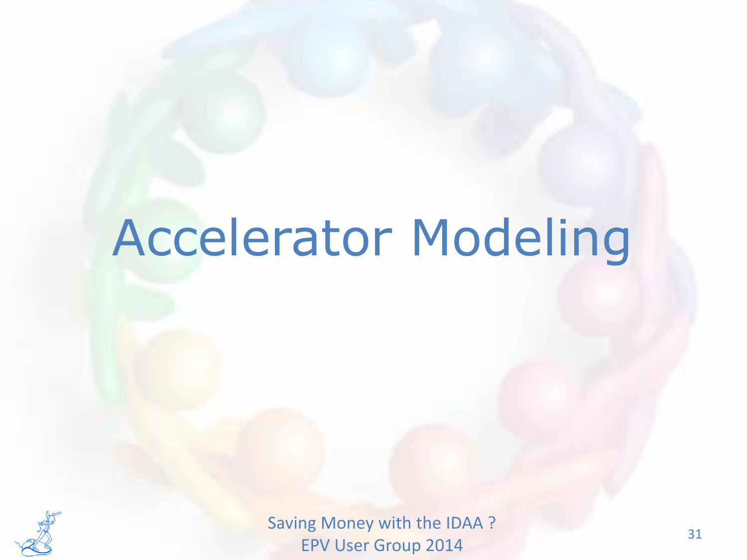# Accelerator Modeling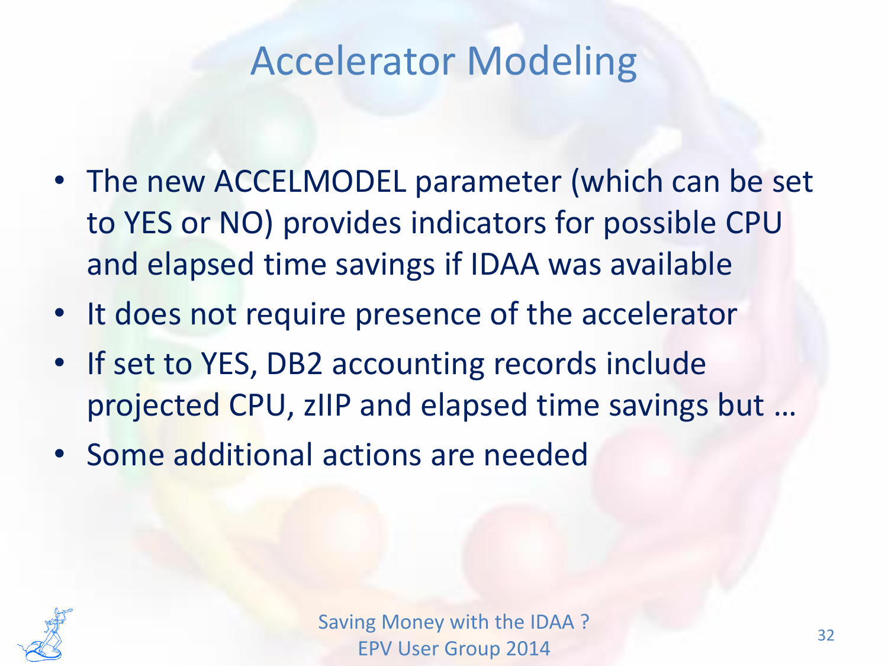# Accelerator Modeling

- The new ACCELMODEL parameter (which can be set to YES or NO) provides indicators for possible CPU and elapsed time savings if IDAA was available
- It does not require presence of the accelerator
- If set to YES, DB2 accounting records include projected CPU, zIIP and elapsed time savings but …
- Some additional actions are needed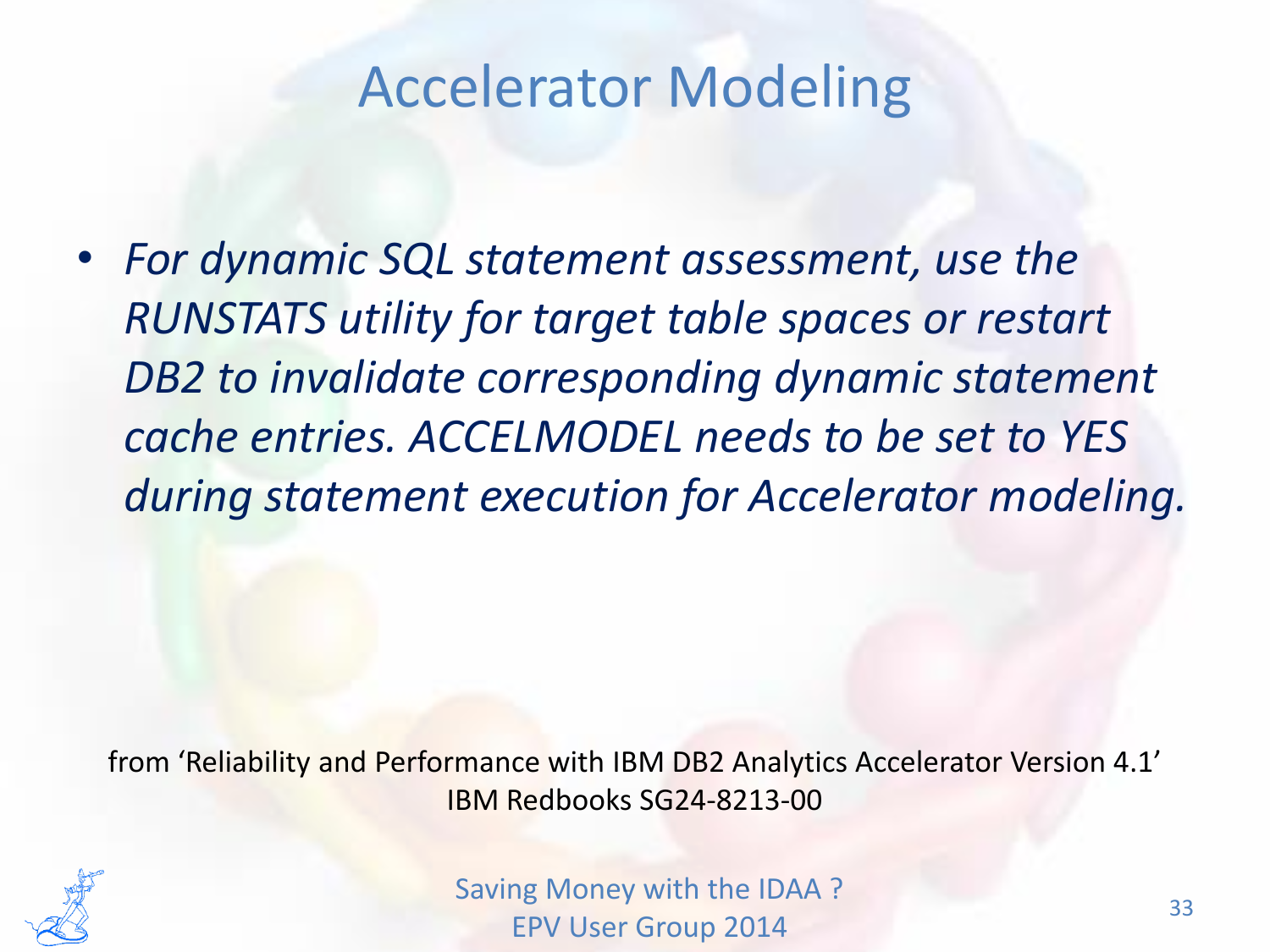# Accelerator Modeling

- *For dynamic SQL statement assessment, use the RUNSTATS utility for target table spaces or restart DB2 to invalidate corresponding dynamic statement cache entries. ACCELMODEL needs to be set to YES during statement execution for Accelerator modeling.*

from 'Reliability and Performance with IBM DB2 Analytics Accelerator Version 4.1'
IBM Redbooks SG24-8213-00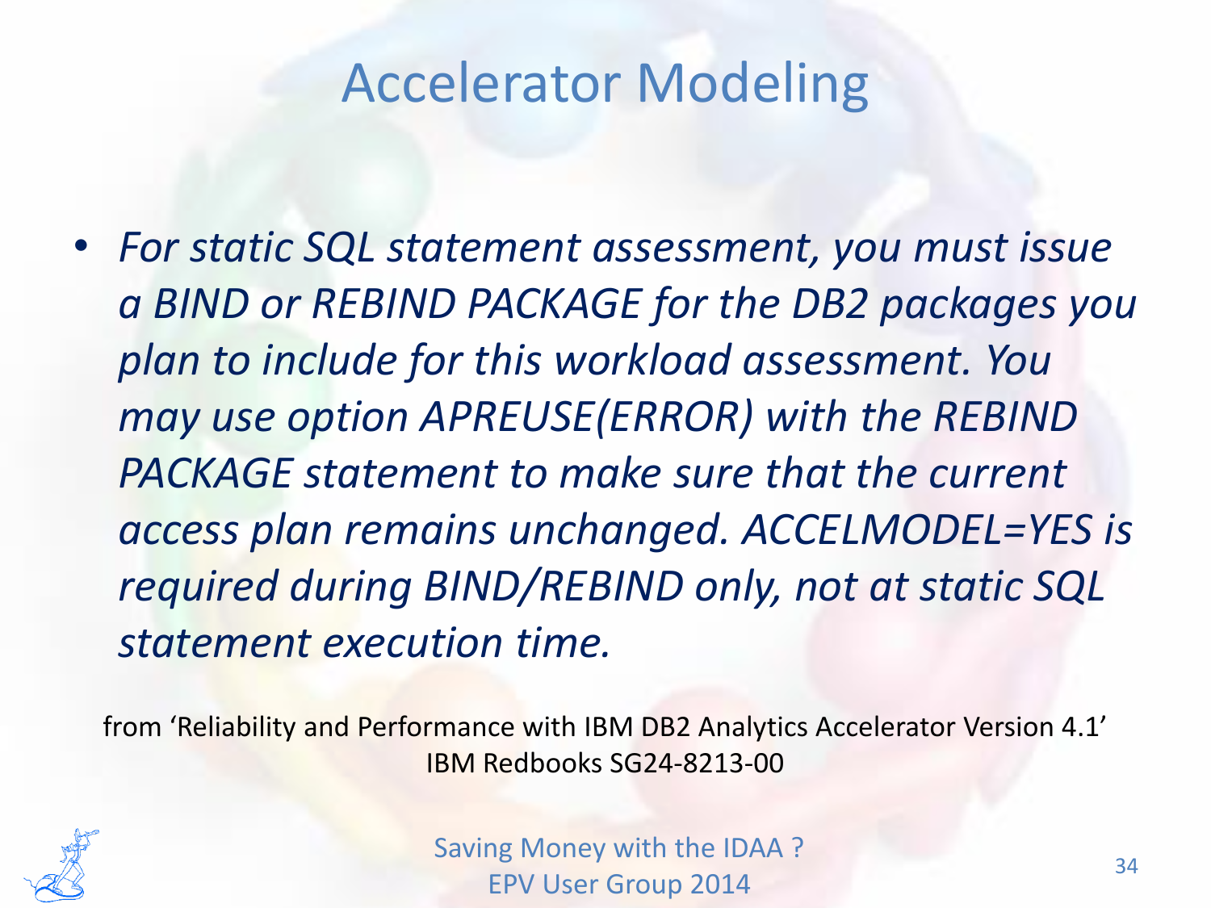# Accelerator Modeling

- *For static SQL statement assessment, you must issue a BIND or REBIND PACKAGE for the DB2 packages you plan to include for this workload assessment. You may use option APREUSE(ERROR) with the REBIND PACKAGE statement to make sure that the current access plan remains unchanged. ACCELMODEL=YES is required during BIND/REBIND only, not at static SQL statement execution time.*

from 'Reliability and Performance with IBM DB2 Analytics Accelerator Version 4.1' IBM Redbooks SG24-8213-00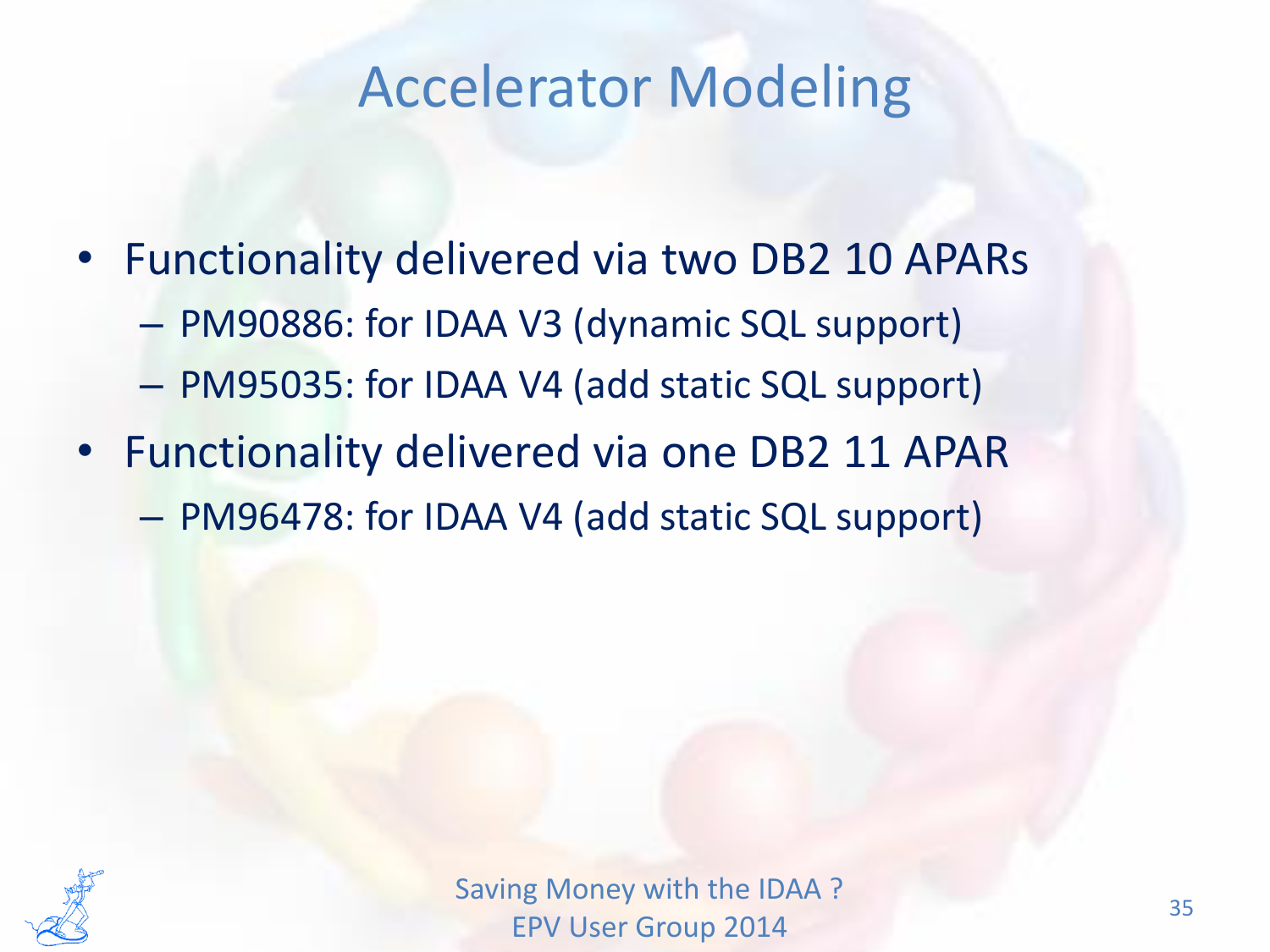# Accelerator Modeling

- Functionality delivered via two DB2 10 APARs
  - PM90886: for IDAA V3 (dynamic SQL support)
  - PM95035: for IDAA V4 (add static SQL support)
- Functionality delivered via one DB2 11 APAR
  - PM96478: for IDAA V4 (add static SQL support)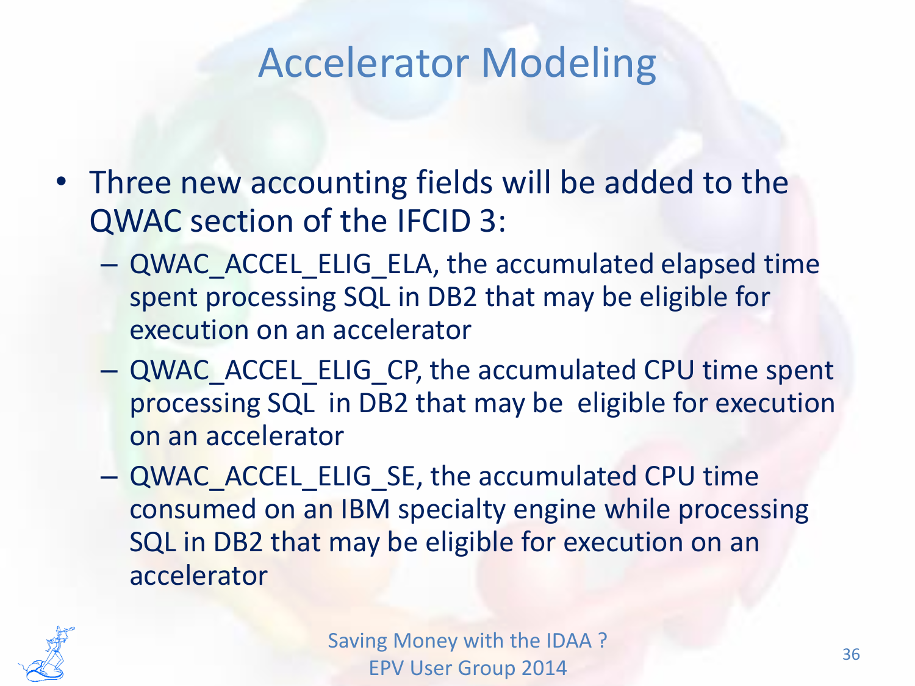# Accelerator Modeling

- Three new accounting fields will be added to the QWAC section of the IFCID 3:
  - QWAC_ACCEL_ELIG_ELA, the accumulated elapsed time spent processing SQL in DB2 that may be eligible for execution on an accelerator
  - QWAC_ACCEL_ELIG_CP, the accumulated CPU time spent processing SQL in DB2 that may be eligible for execution on an accelerator
  - QWAC_ACCEL_ELIG_SE, the accumulated CPU time consumed on an IBM specialty engine while processing SQL in DB2 that may be eligible for execution on an accelerator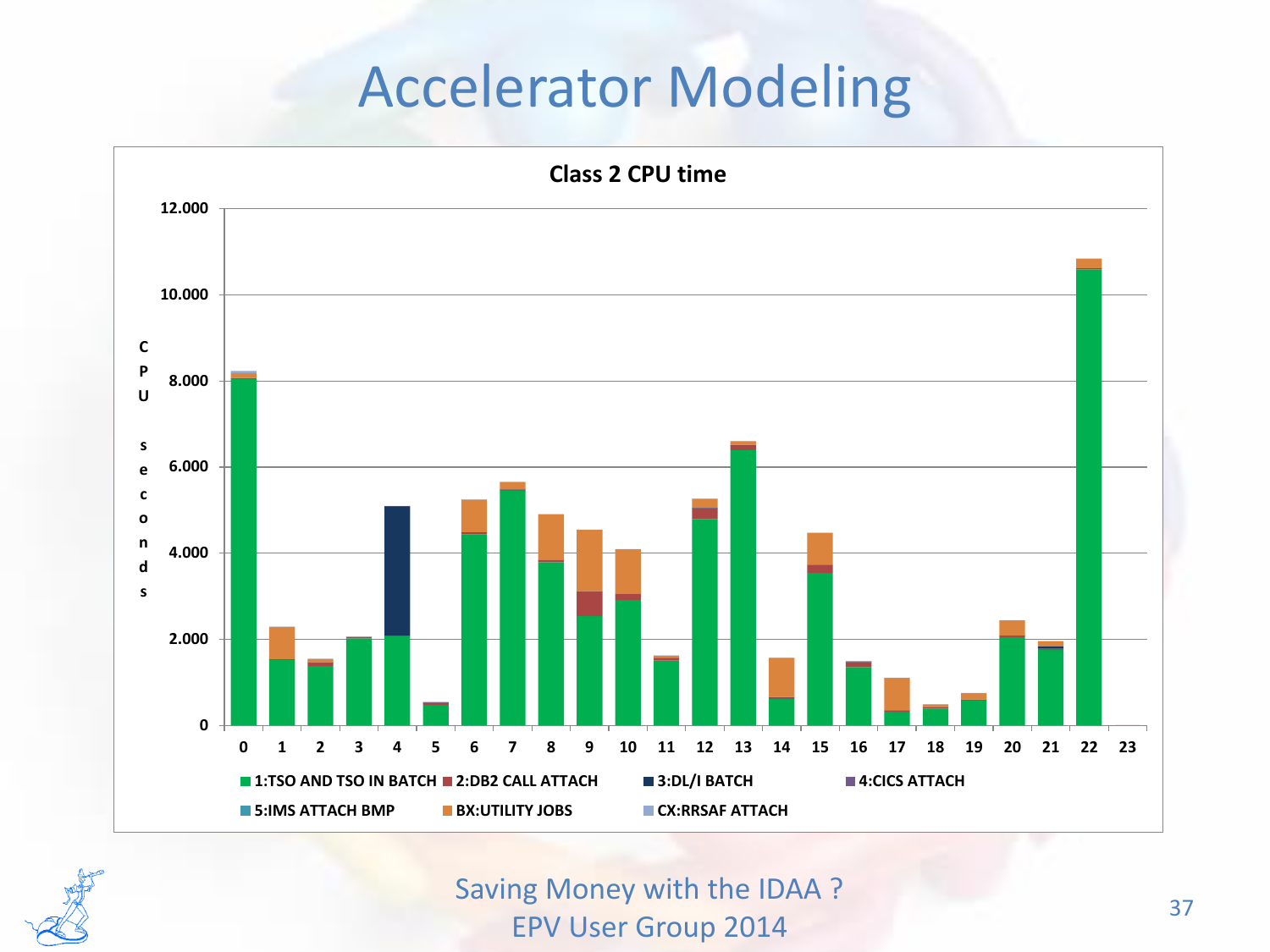# Accelerator Modeling

**Class 2 CPU time**

CPU seconds

12.000
10.000
8.000
6.000
4.000
2.000
0

0 1 2 3 4 5 6 7 8 9 10 11 12 13 14 15 16 17 18 19 20 21 22 23

1:TSO AND TSO IN BATCH | 2:DB2 CALL ATTACH | 3:DL/I BATCH | 4:CICS ATTACH | 5:IMS ATTACH BMP | BX:UTILITY JOBS | CX:RRSAF ATTACH

Saving Money with the IDAA ?
EPV User Group 2014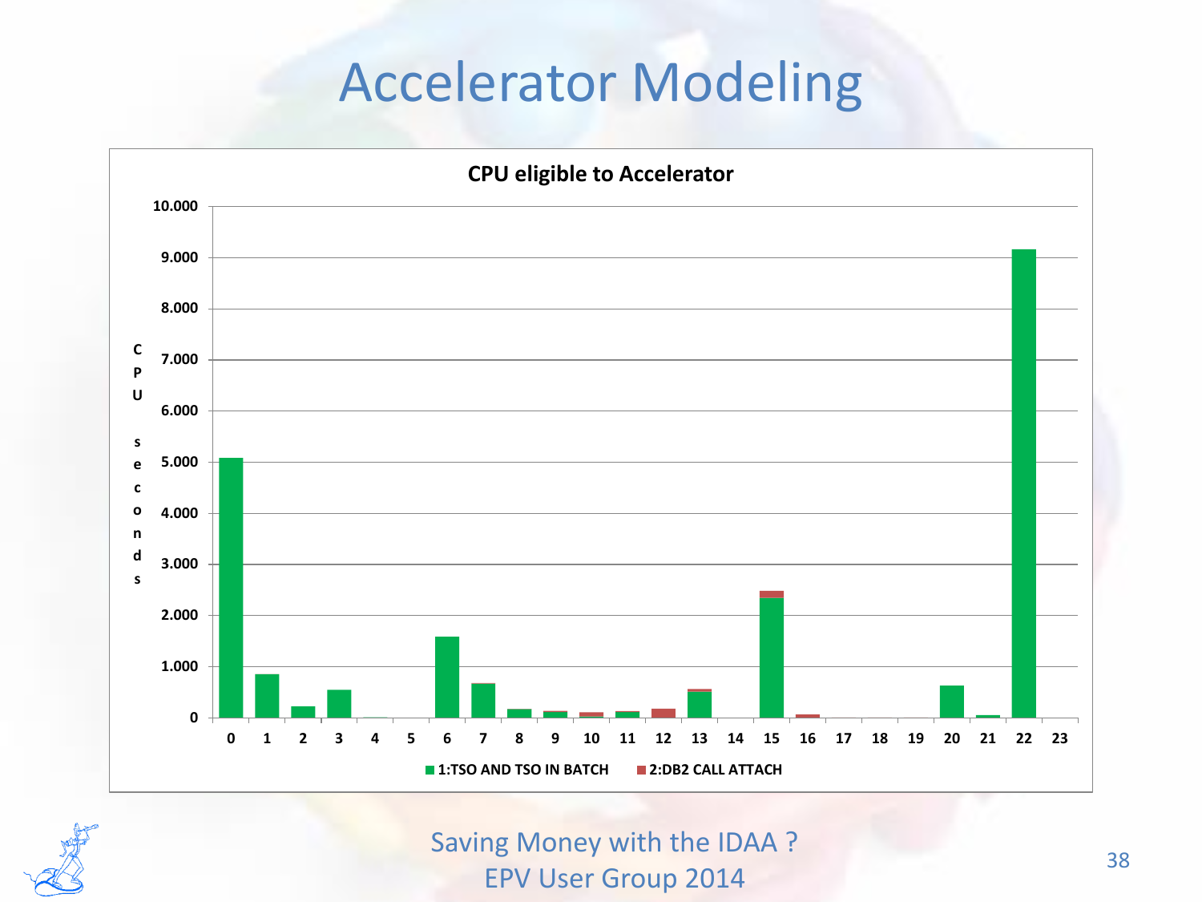# Accelerator Modeling

**CPU eligible to Accelerator**

CPU seconds

10.000
9.000
8.000
7.000
6.000
5.000
4.000
3.000
2.000
1.000
0

0 1 2 3 4 5 6 7 8 9 10 11 12 13 14 15 16 17 18 19 20 21 22 23

1:TSO AND TSO IN BATCH 2:DB2 CALL ATTACH

Saving Money with the IDAA ?
EPV User Group 2014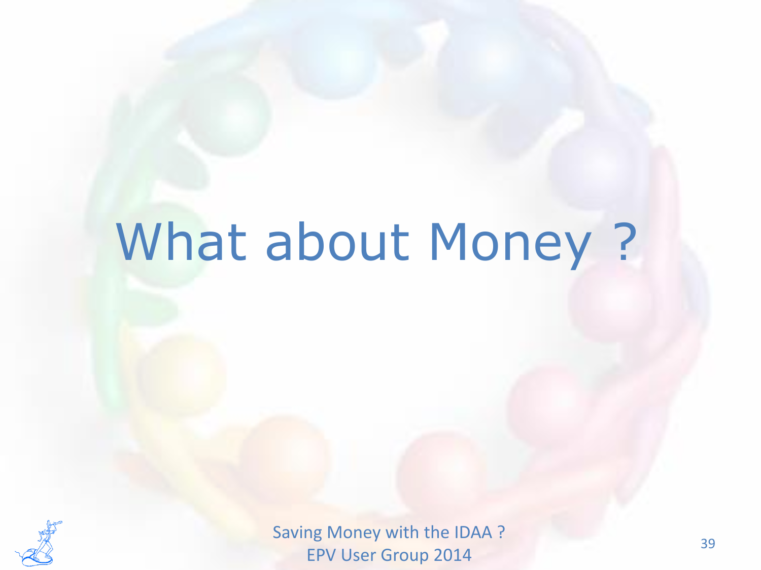# What about Money ?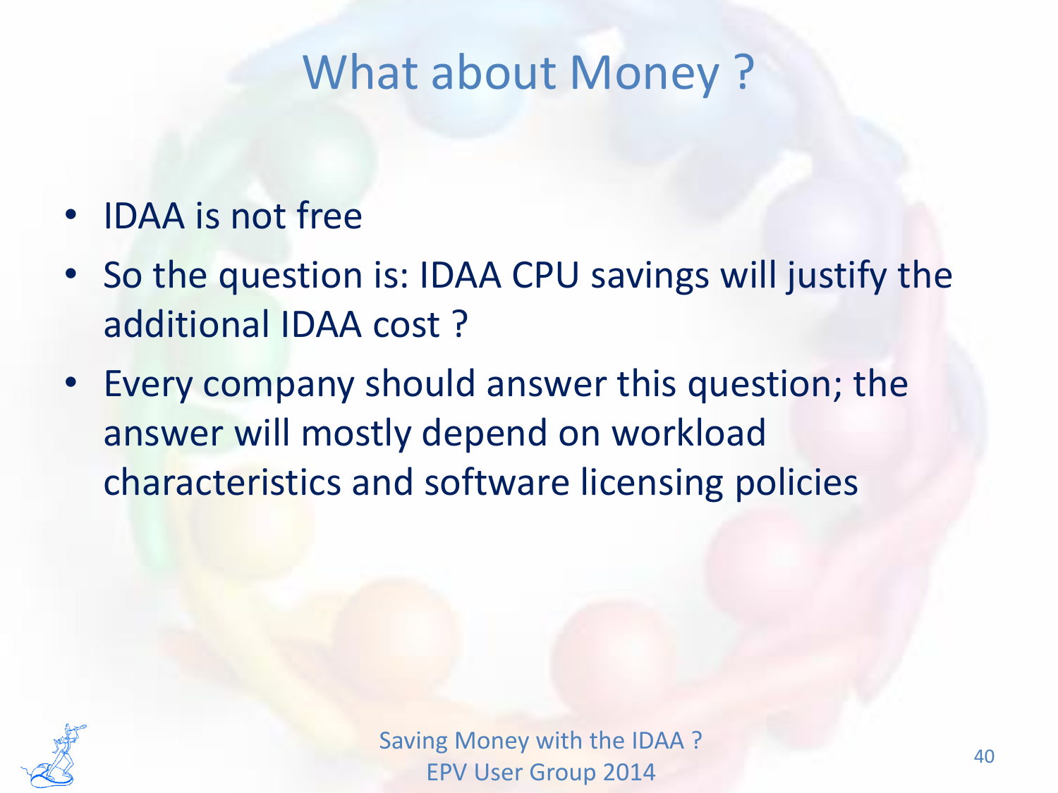# What about Money ?

- IDAA is not free
- So the question is: IDAA CPU savings will justify the additional IDAA cost ?
- Every company should answer this question; the answer will mostly depend on workload characteristics and software licensing policies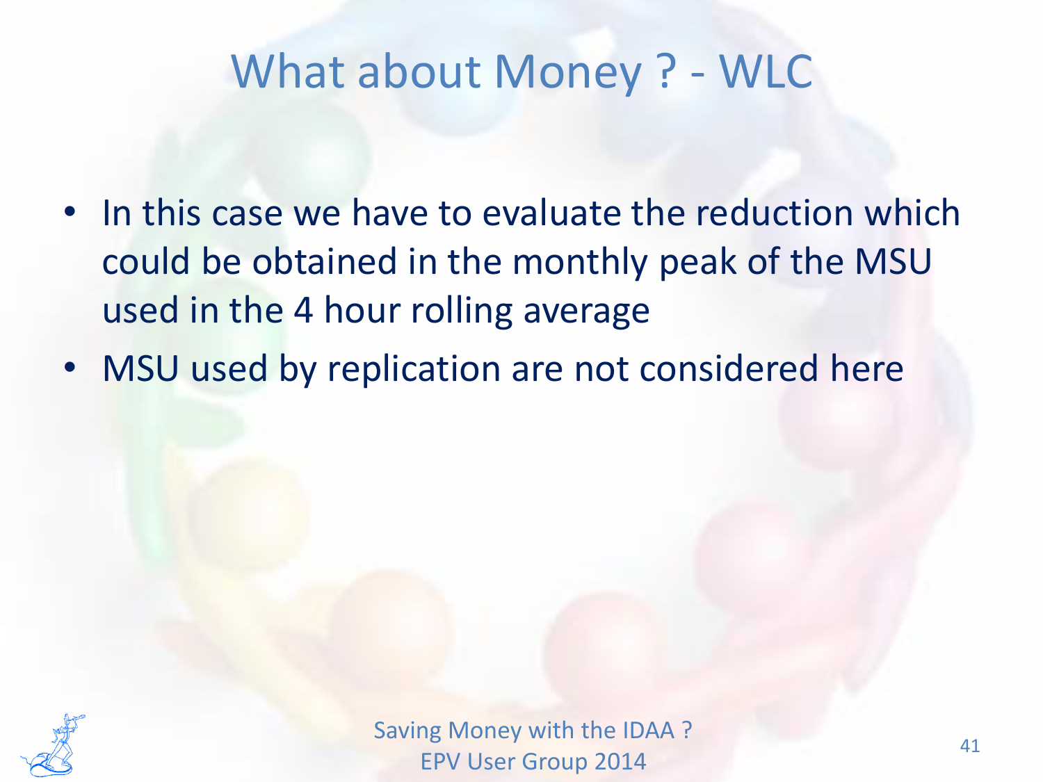# What about Money ? - WLC

- In this case we have to evaluate the reduction which could be obtained in the monthly peak of the MSU used in the 4 hour rolling average
- MSU used by replication are not considered here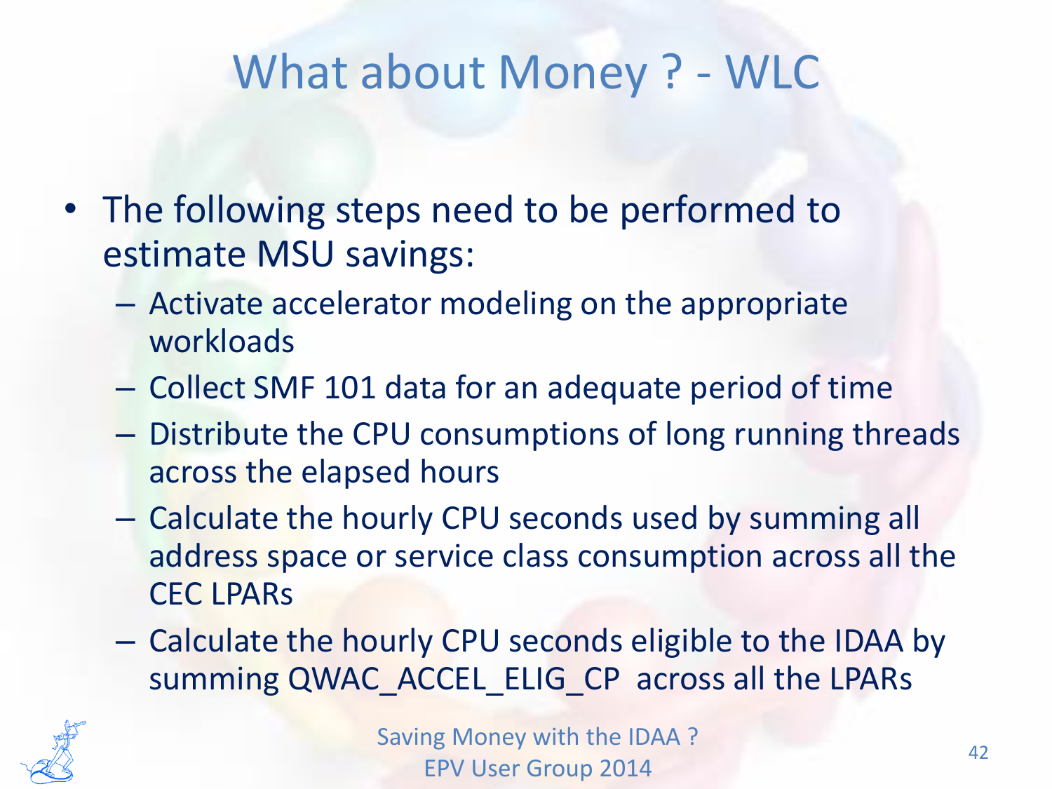# What about Money ? - WLC

- The following steps need to be performed to estimate MSU savings:
  - Activate accelerator modeling on the appropriate workloads
  - Collect SMF 101 data for an adequate period of time
  - Distribute the CPU consumptions of long running threads across the elapsed hours
  - Calculate the hourly CPU seconds used by summing all address space or service class consumption across all the CEC LPARs
  - Calculate the hourly CPU seconds eligible to the IDAA by summing QWAC_ACCEL_ELIG_CP across all the LPARs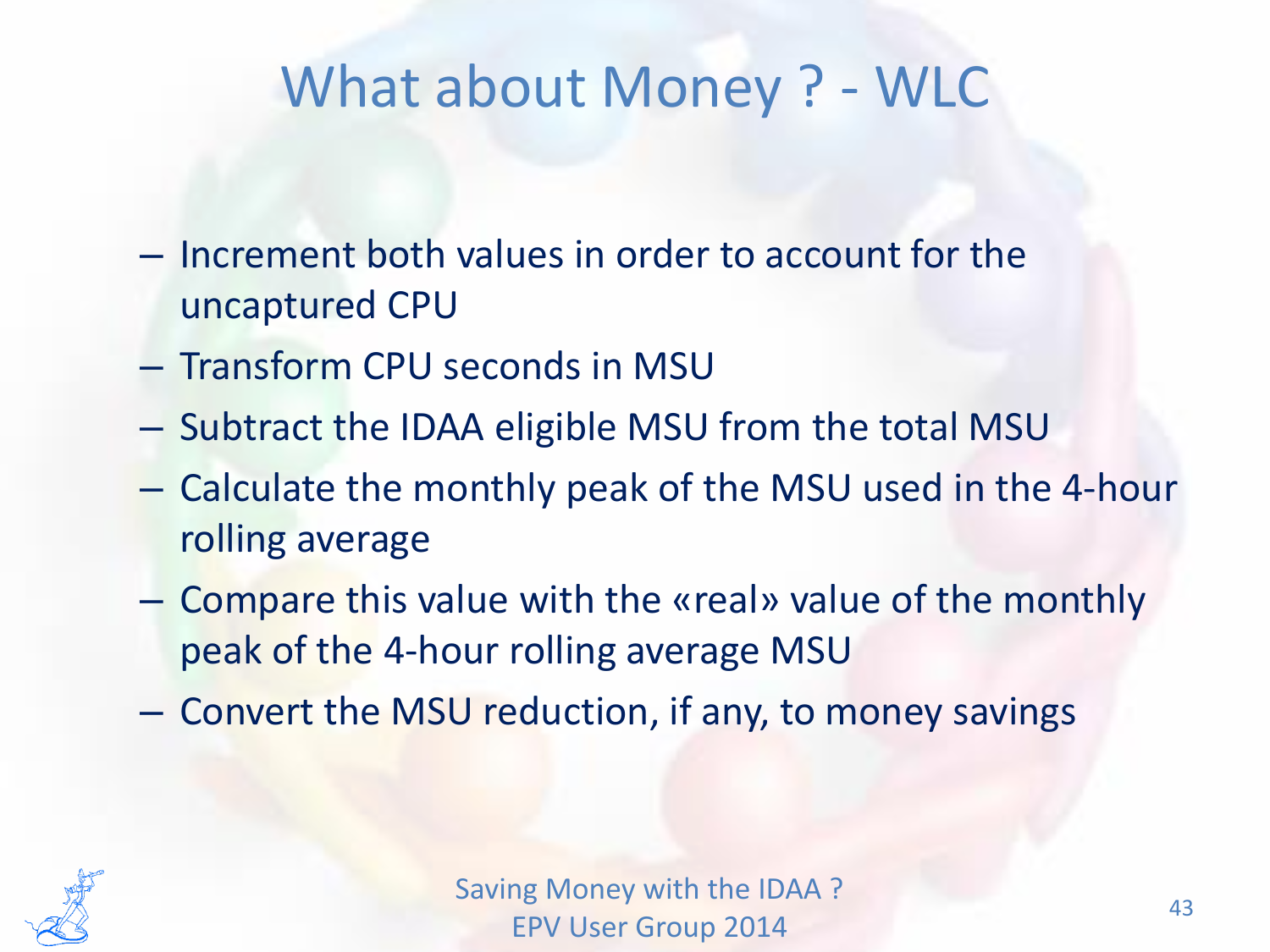# What about Money ? - WLC

- Increment both values in order to account for the uncaptured CPU
- Transform CPU seconds in MSU
- Subtract the IDAA eligible MSU from the total MSU
- Calculate the monthly peak of the MSU used in the 4-hour rolling average
- Compare this value with the «real» value of the monthly peak of the 4-hour rolling average MSU
- Convert the MSU reduction, if any, to money savings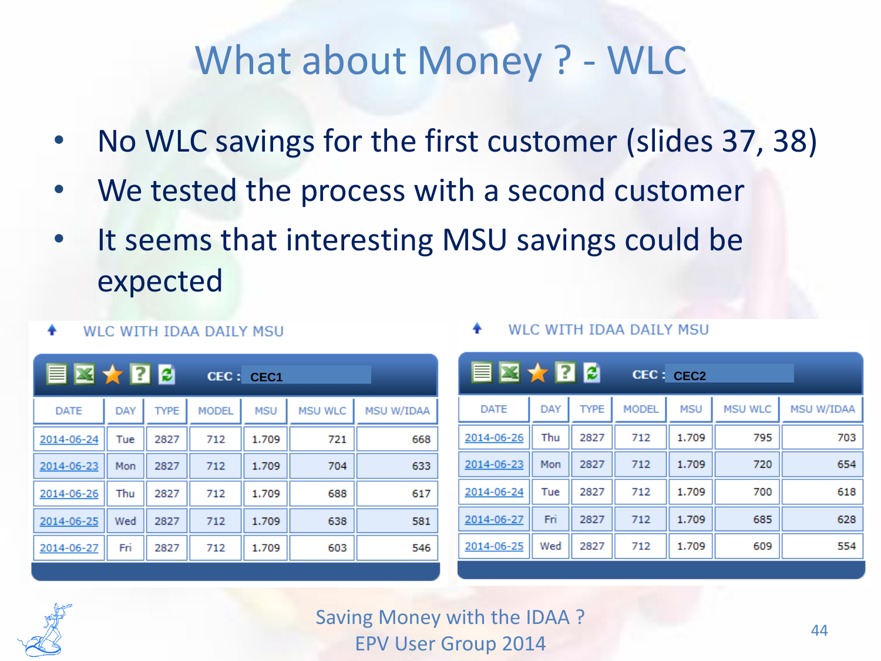# What about Money ? - WLC

- No WLC savings for the first customer (slides 37, 38)
- We tested the process with a second customer
- It seems that interesting MSU savings could be expected

**WLC WITH IDAA DAILY MSU**

CEC : CEC1

| DATE | DAY | TYPE | MODEL | MSU | MSU WLC | MSU W/IDAA |
|---|---|---|---|---|---|---|
| 2014-06-24 | Tue | 2827 | 712 | 1.709 | 721 | 668 |
| 2014-06-23 | Mon | 2827 | 712 | 1.709 | 704 | 633 |
| 2014-06-26 | Thu | 2827 | 712 | 1.709 | 688 | 617 |
| 2014-06-25 | Wed | 2827 | 712 | 1.709 | 638 | 581 |
| 2014-06-27 | Fri | 2827 | 712 | 1.709 | 603 | 546 |

**WLC WITH IDAA DAILY MSU**

CEC : CEC2

| DATE | DAY | TYPE | MODEL | MSU | MSU WLC | MSU W/IDAA |
|---|---|---|---|---|---|---|
| 2014-06-26 | Thu | 2827 | 712 | 1.709 | 795 | 703 |
| 2014-06-23 | Mon | 2827 | 712 | 1.709 | 720 | 654 |
| 2014-06-24 | Tue | 2827 | 712 | 1.709 | 700 | 618 |
| 2014-06-27 | Fri | 2827 | 712 | 1.709 | 685 | 628 |
| 2014-06-25 | Wed | 2827 | 712 | 1.709 | 609 | 554 |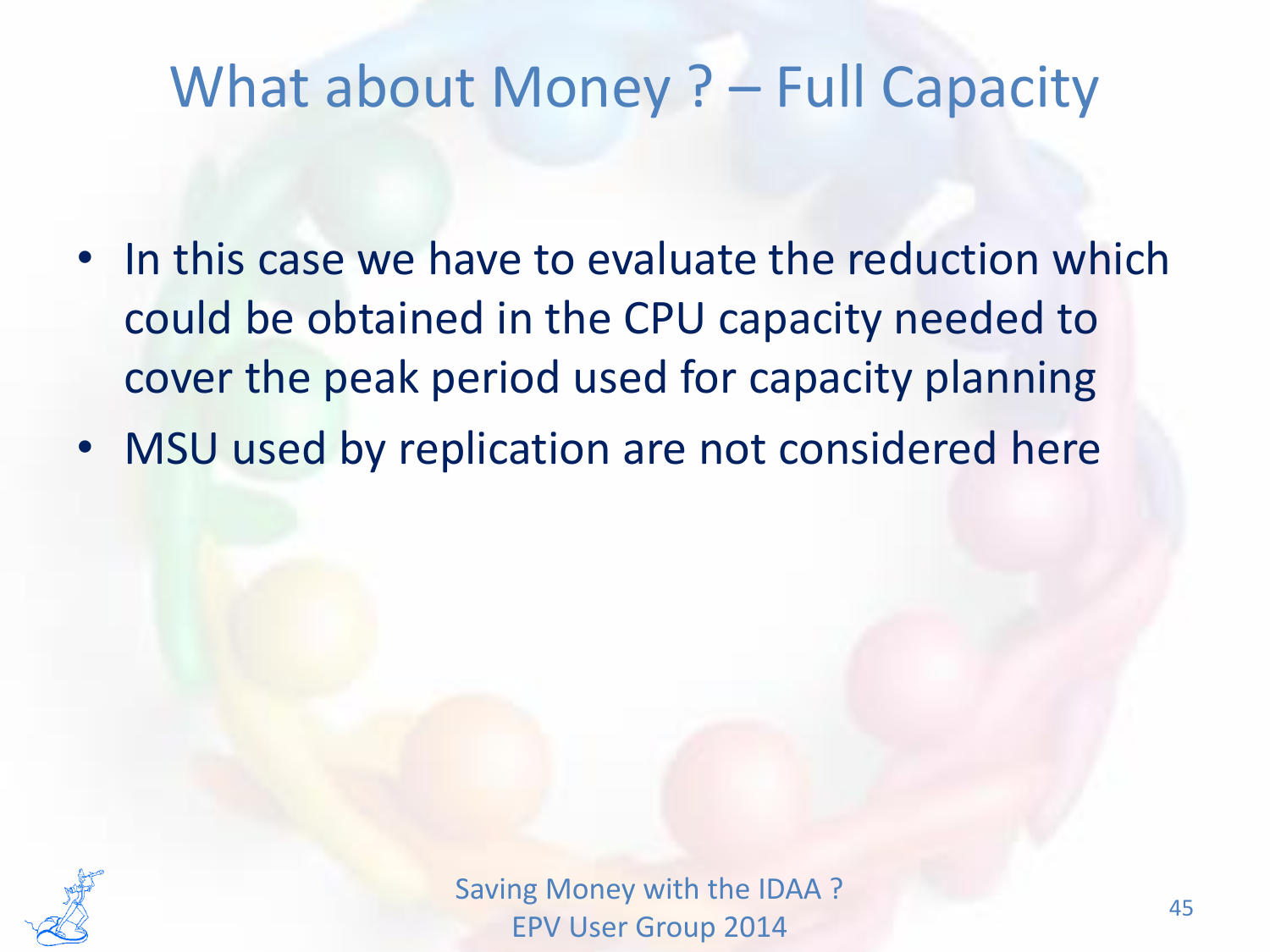# What about Money ? – Full Capacity

- In this case we have to evaluate the reduction which could be obtained in the CPU capacity needed to cover the peak period used for capacity planning
- MSU used by replication are not considered here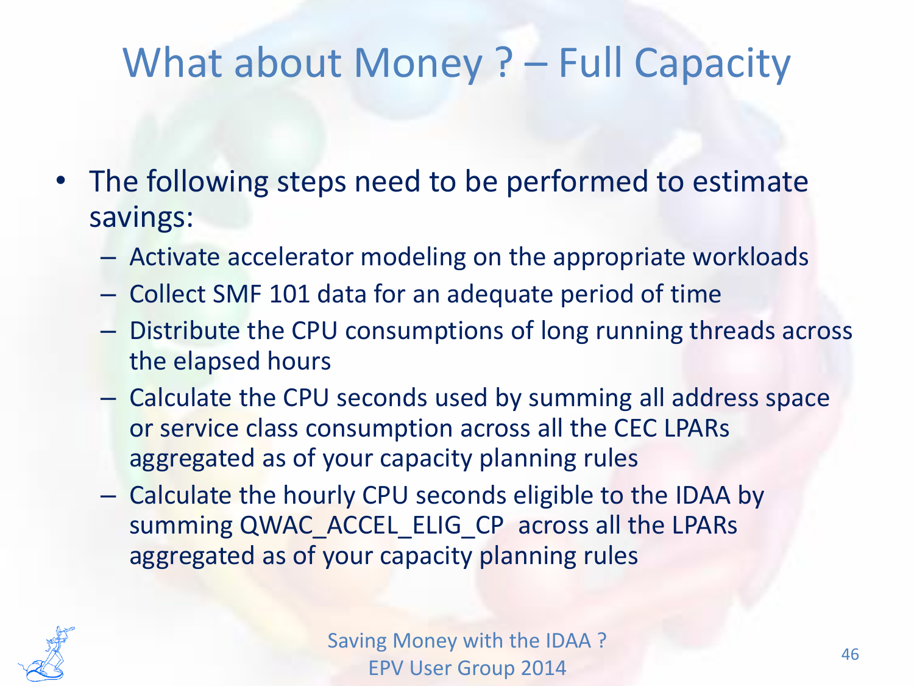# What about Money ? – Full Capacity

- The following steps need to be performed to estimate savings:
  - Activate accelerator modeling on the appropriate workloads
  - Collect SMF 101 data for an adequate period of time
  - Distribute the CPU consumptions of long running threads across the elapsed hours
  - Calculate the CPU seconds used by summing all address space or service class consumption across all the CEC LPARs aggregated as of your capacity planning rules
  - Calculate the hourly CPU seconds eligible to the IDAA by summing QWAC_ACCEL_ELIG_CP across all the LPARs aggregated as of your capacity planning rules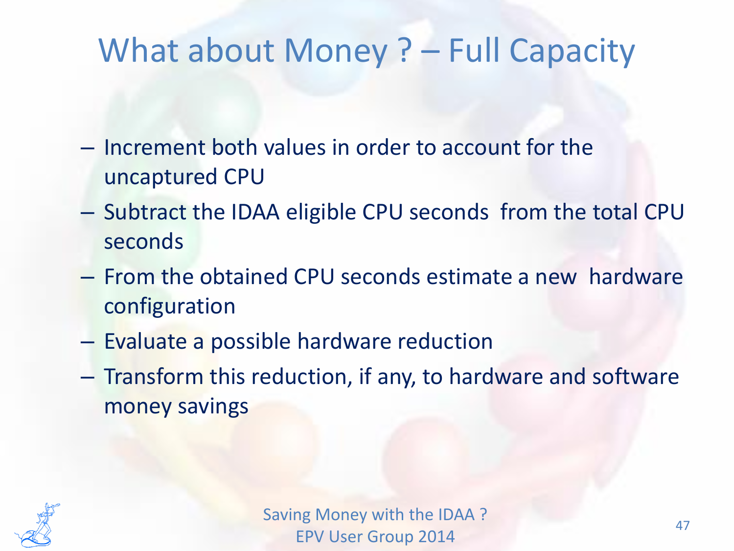# What about Money ? – Full Capacity

- Increment both values in order to account for the uncaptured CPU
- Subtract the IDAA eligible CPU seconds from the total CPU seconds
- From the obtained CPU seconds estimate a new hardware configuration
- Evaluate a possible hardware reduction
- Transform this reduction, if any, to hardware and software money savings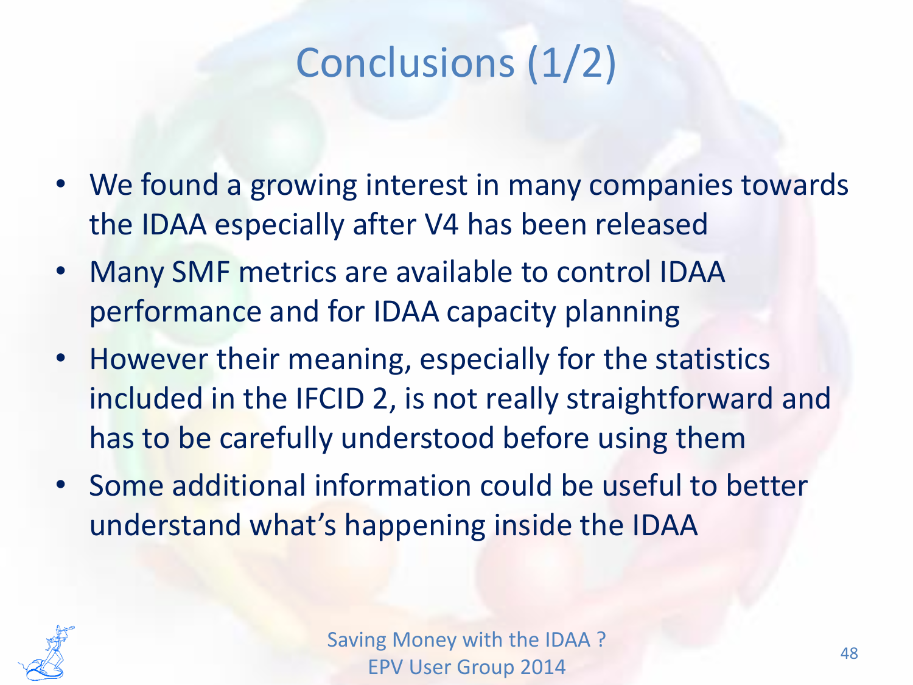# Conclusions (1/2)

- We found a growing interest in many companies towards the IDAA especially after V4 has been released
- Many SMF metrics are available to control IDAA performance and for IDAA capacity planning
- However their meaning, especially for the statistics included in the IFCID 2, is not really straightforward and has to be carefully understood before using them
- Some additional information could be useful to better understand what's happening inside the IDAA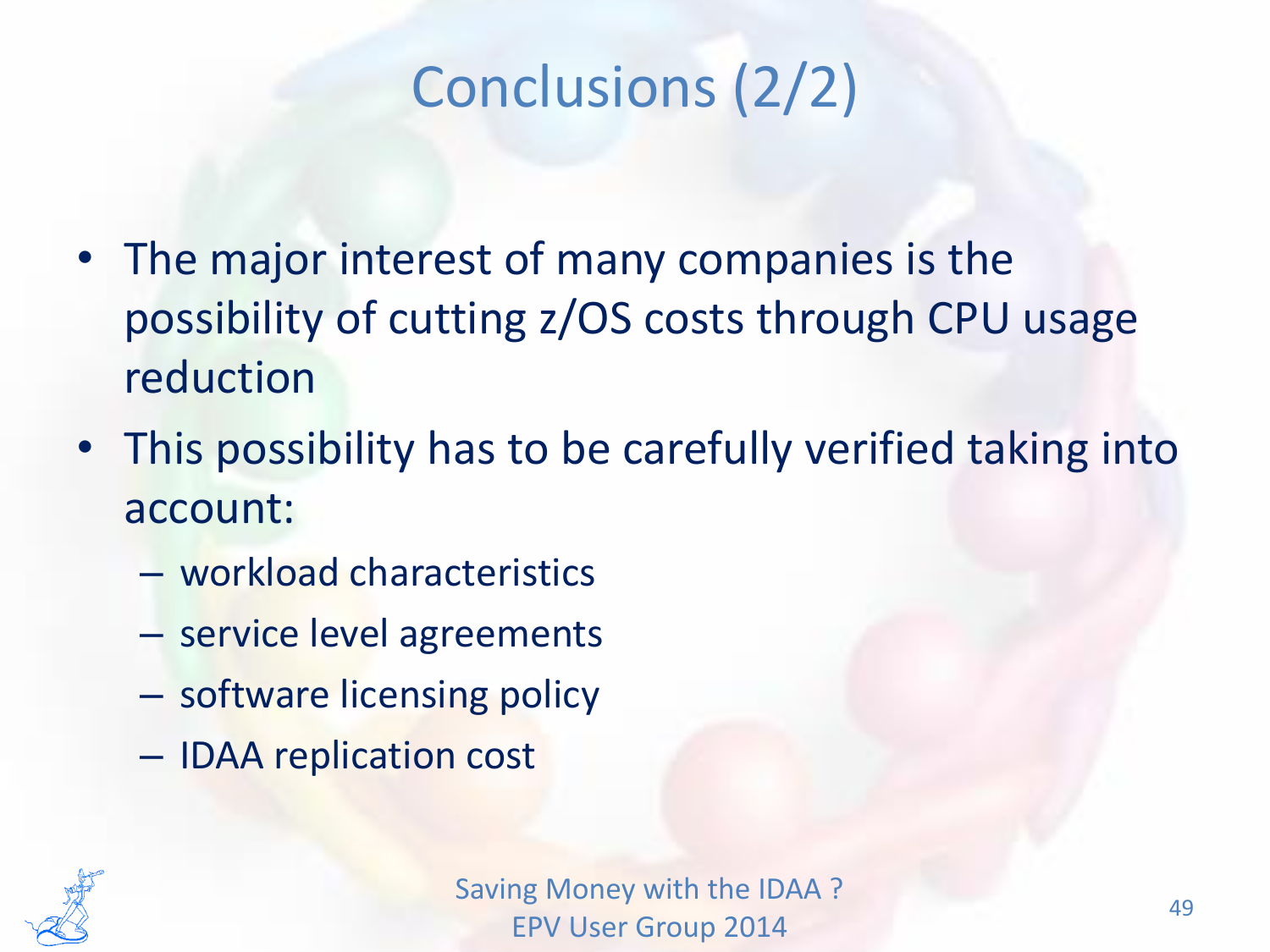# Conclusions (2/2)

- The major interest of many companies is the possibility of cutting z/OS costs through CPU usage reduction
- This possibility has to be carefully verified taking into account:
  - workload characteristics
  - service level agreements
  - software licensing policy
  - IDAA replication cost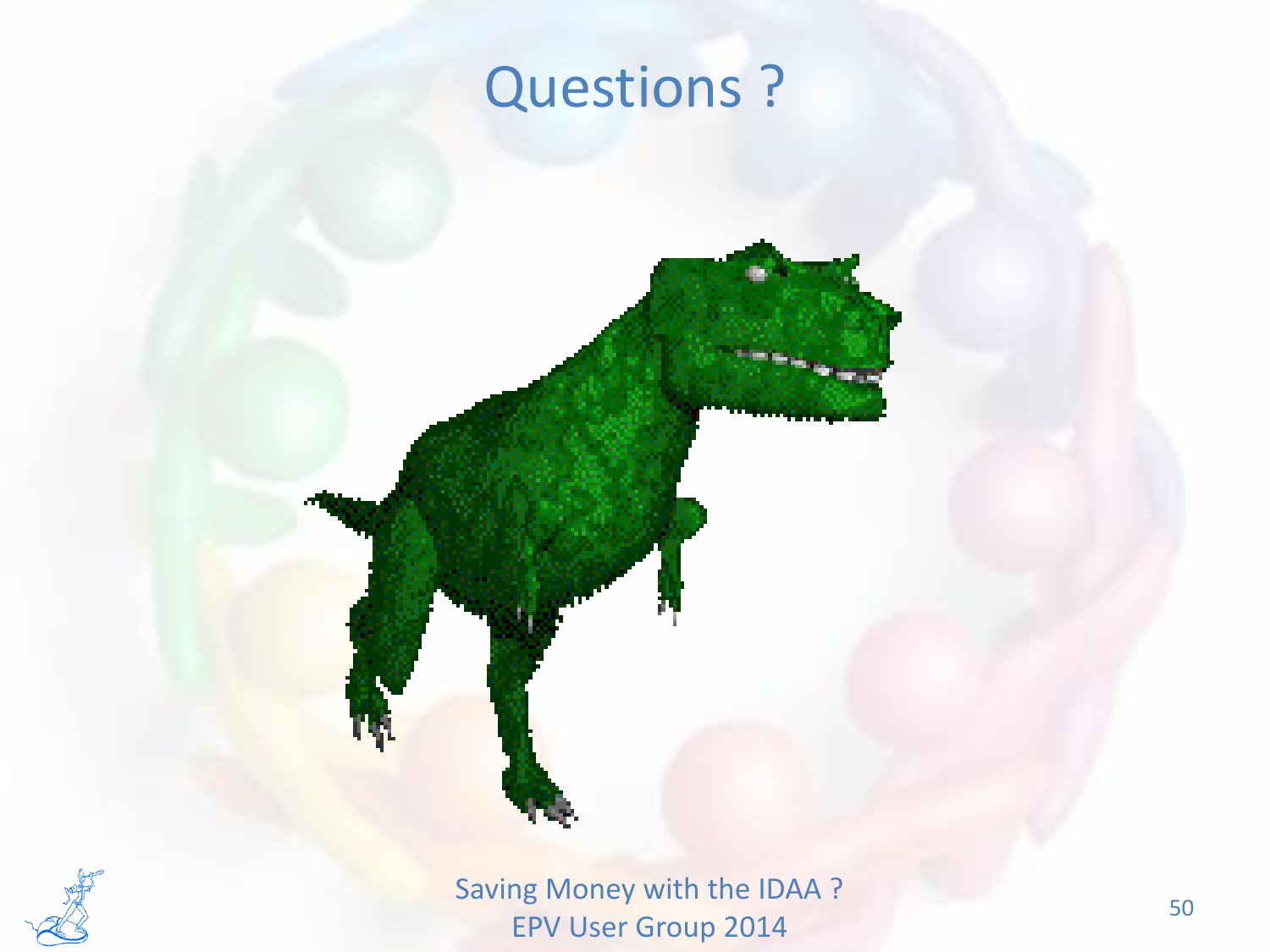# Questions ?